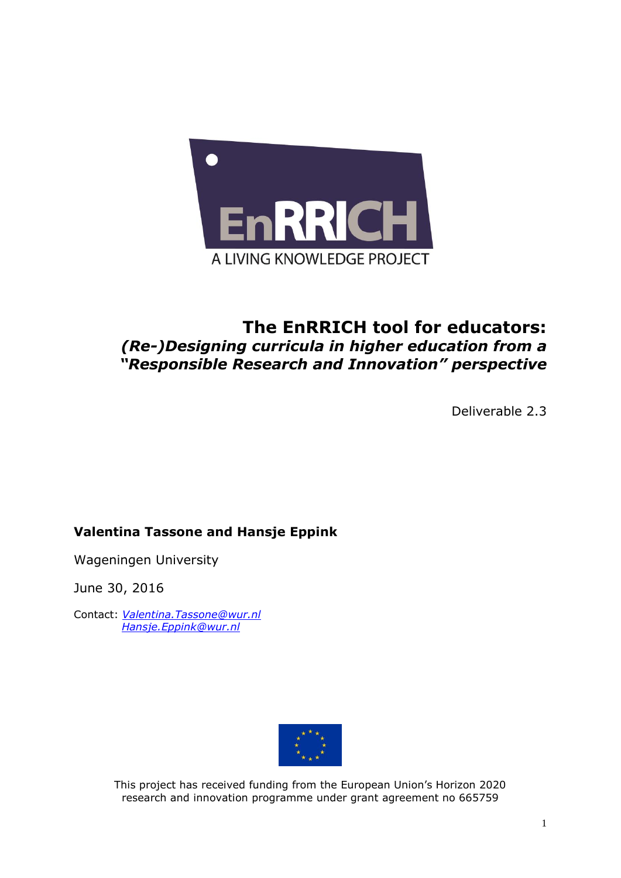EnRRICH

A LIVING KNOWLEDGE PROJECT

# The EnRRICH tool for educators:

## *(Re-)Designing curricula in higher education from a "Responsible Research and Innovation" perspective*

Deliverable 2.3

**Valentina Tassone and Hansje Eppink**

Wageningen University

June 30, 2016

Contact: *Valentina.Tassone@wur.nl*
*Hansje.Eppink@wur.nl*

This project has received funding from the European Union's Horizon 2020 research and innovation programme under grant agreement no 665759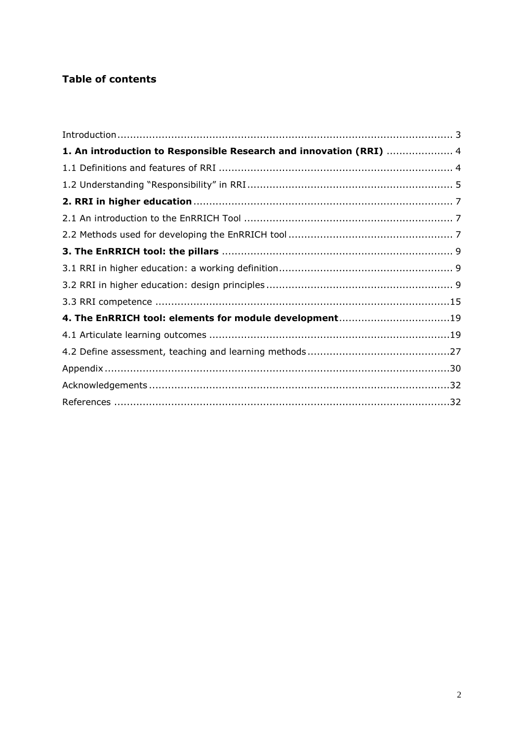## Table of contents

Introduction ..................................................................................................... 3

**1. An introduction to Responsible Research and innovation (RRI)** .................... 4

1.1 Definitions and features of RRI ...................................................................... 4

1.2 Understanding "Responsibility" in RRI ............................................................ 5

**2. RRI in higher education** ............................................................................. 7

2.1 An introduction to the EnRRICH Tool ............................................................. 7

2.2 Methods used for developing the EnRRICH tool .............................................. 7

**3. The EnRRICH tool: the pillars** ..................................................................... 9

3.1 RRI in higher education: a working definition .................................................. 9

3.2 RRI in higher education: design principles ...................................................... 9

3.3 RRI competence ........................................................................................ 15

**4. The EnRRICH tool: elements for module development** .................................. 19

4.1 Articulate learning outcomes ....................................................................... 19

4.2 Define assessment, teaching and learning methods ......................................... 27

Appendix ........................................................................................................ 30

Acknowledgements .......................................................................................... 32

References ..................................................................................................... 32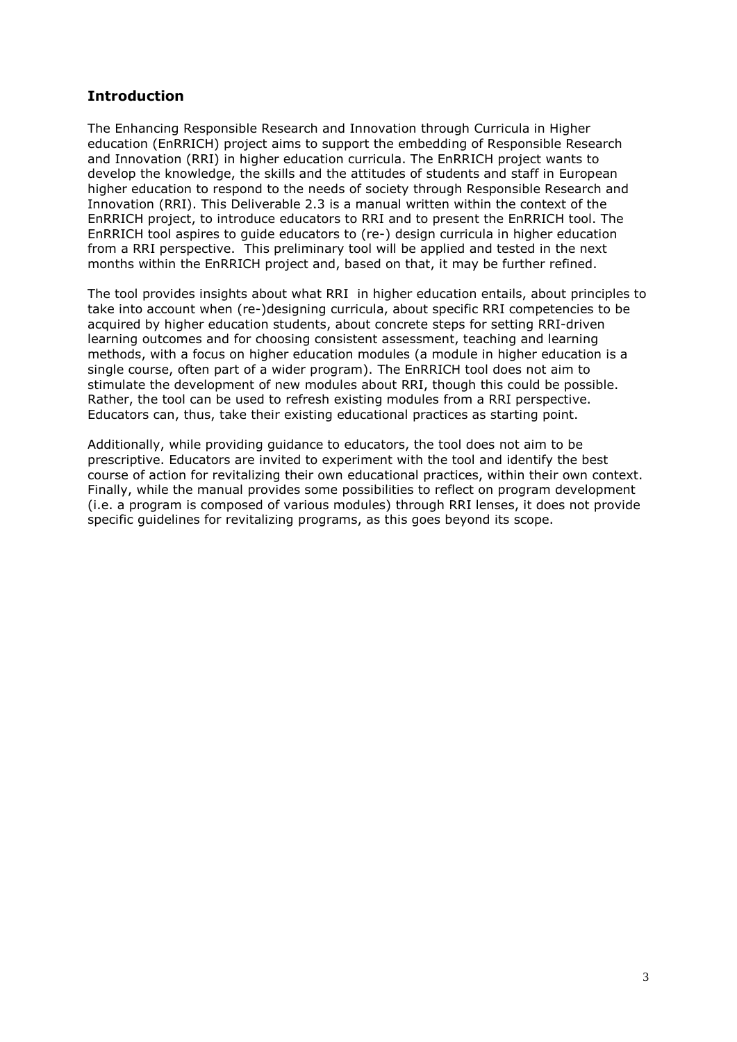## Introduction

The Enhancing Responsible Research and Innovation through Curricula in Higher education (EnRRICH) project aims to support the embedding of Responsible Research and Innovation (RRI) in higher education curricula. The EnRRICH project wants to develop the knowledge, the skills and the attitudes of students and staff in European higher education to respond to the needs of society through Responsible Research and Innovation (RRI). This Deliverable 2.3 is a manual written within the context of the EnRRICH project, to introduce educators to RRI and to present the EnRRICH tool. The EnRRICH tool aspires to guide educators to (re-) design curricula in higher education from a RRI perspective. This preliminary tool will be applied and tested in the next months within the EnRRICH project and, based on that, it may be further refined.

The tool provides insights about what RRI in higher education entails, about principles to take into account when (re-)designing curricula, about specific RRI competencies to be acquired by higher education students, about concrete steps for setting RRI-driven learning outcomes and for choosing consistent assessment, teaching and learning methods, with a focus on higher education modules (a module in higher education is a single course, often part of a wider program). The EnRRICH tool does not aim to stimulate the development of new modules about RRI, though this could be possible. Rather, the tool can be used to refresh existing modules from a RRI perspective. Educators can, thus, take their existing educational practices as starting point.

Additionally, while providing guidance to educators, the tool does not aim to be prescriptive. Educators are invited to experiment with the tool and identify the best course of action for revitalizing their own educational practices, within their own context. Finally, while the manual provides some possibilities to reflect on program development (i.e. a program is composed of various modules) through RRI lenses, it does not provide specific guidelines for revitalizing programs, as this goes beyond its scope.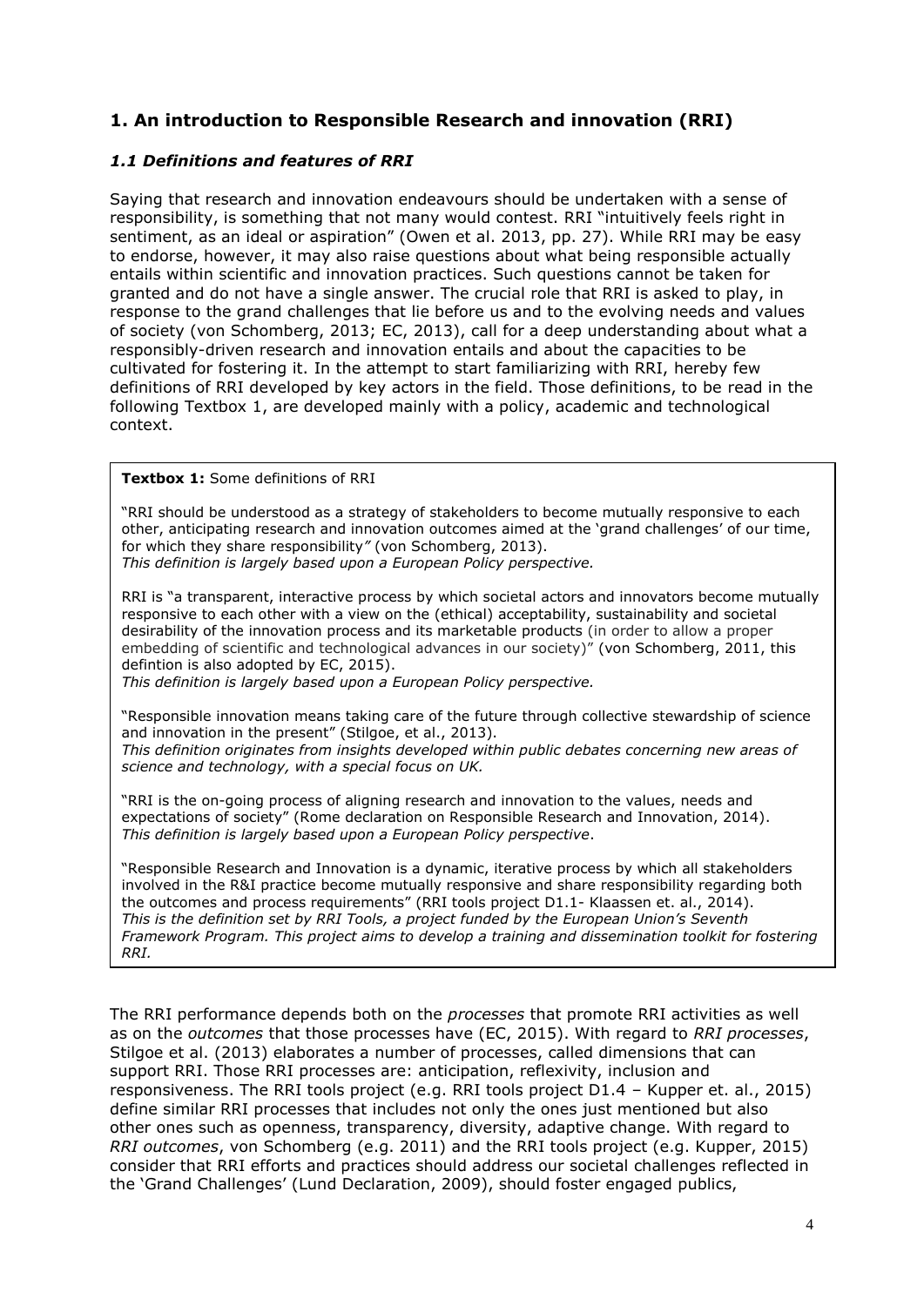## 1. An introduction to Responsible Research and innovation (RRI)

### *1.1 Definitions and features of RRI*

Saying that research and innovation endeavours should be undertaken with a sense of responsibility, is something that not many would contest. RRI "intuitively feels right in sentiment, as an ideal or aspiration" (Owen et al. 2013, pp. 27). While RRI may be easy to endorse, however, it may also raise questions about what being responsible actually entails within scientific and innovation practices. Such questions cannot be taken for granted and do not have a single answer. The crucial role that RRI is asked to play, in response to the grand challenges that lie before us and to the evolving needs and values of society (von Schomberg, 2013; EC, 2013), call for a deep understanding about what a responsibly-driven research and innovation entails and about the capacities to be cultivated for fostering it. In the attempt to start familiarizing with RRI, hereby few definitions of RRI developed by key actors in the field. Those definitions, to be read in the following Textbox 1, are developed mainly with a policy, academic and technological context.

> **Textbox 1:** Some definitions of RRI
>
> "RRI should be understood as a strategy of stakeholders to become mutually responsive to each other, anticipating research and innovation outcomes aimed at the 'grand challenges' of our time, for which they share responsibility*"* (von Schomberg, 2013).
> *This definition is largely based upon a European Policy perspective.*
>
> RRI is "a transparent, interactive process by which societal actors and innovators become mutually responsive to each other with a view on the (ethical) acceptability, sustainability and societal desirability of the innovation process and its marketable products (in order to allow a proper embedding of scientific and technological advances in our society)" (von Schomberg, 2011, this defintion is also adopted by EC, 2015).
> *This definition is largely based upon a European Policy perspective.*
>
> "Responsible innovation means taking care of the future through collective stewardship of science and innovation in the present" (Stilgoe, et al., 2013).
> *This definition originates from insights developed within public debates concerning new areas of science and technology, with a special focus on UK.*
>
> "RRI is the on-going process of aligning research and innovation to the values, needs and expectations of society" (Rome declaration on Responsible Research and Innovation, 2014).
> *This definition is largely based upon a European Policy perspective*.
>
> "Responsible Research and Innovation is a dynamic, iterative process by which all stakeholders involved in the R&I practice become mutually responsive and share responsibility regarding both the outcomes and process requirements" (RRI tools project D1.1- Klaassen et. al., 2014).
> *This is the definition set by RRI Tools, a project funded by the European Union's Seventh Framework Program. This project aims to develop a training and dissemination toolkit for fostering RRI.*

The RRI performance depends both on the *processes* that promote RRI activities as well as on the *outcomes* that those processes have (EC, 2015). With regard to *RRI processes*, Stilgoe et al. (2013) elaborates a number of processes, called dimensions that can support RRI. Those RRI processes are: anticipation, reflexivity, inclusion and responsiveness. The RRI tools project (e.g. RRI tools project D1.4 – Kupper et. al., 2015) define similar RRI processes that includes not only the ones just mentioned but also other ones such as openness, transparency, diversity, adaptive change. With regard to *RRI outcomes*, von Schomberg (e.g. 2011) and the RRI tools project (e.g. Kupper, 2015) consider that RRI efforts and practices should address our societal challenges reflected in the 'Grand Challenges' (Lund Declaration, 2009), should foster engaged publics,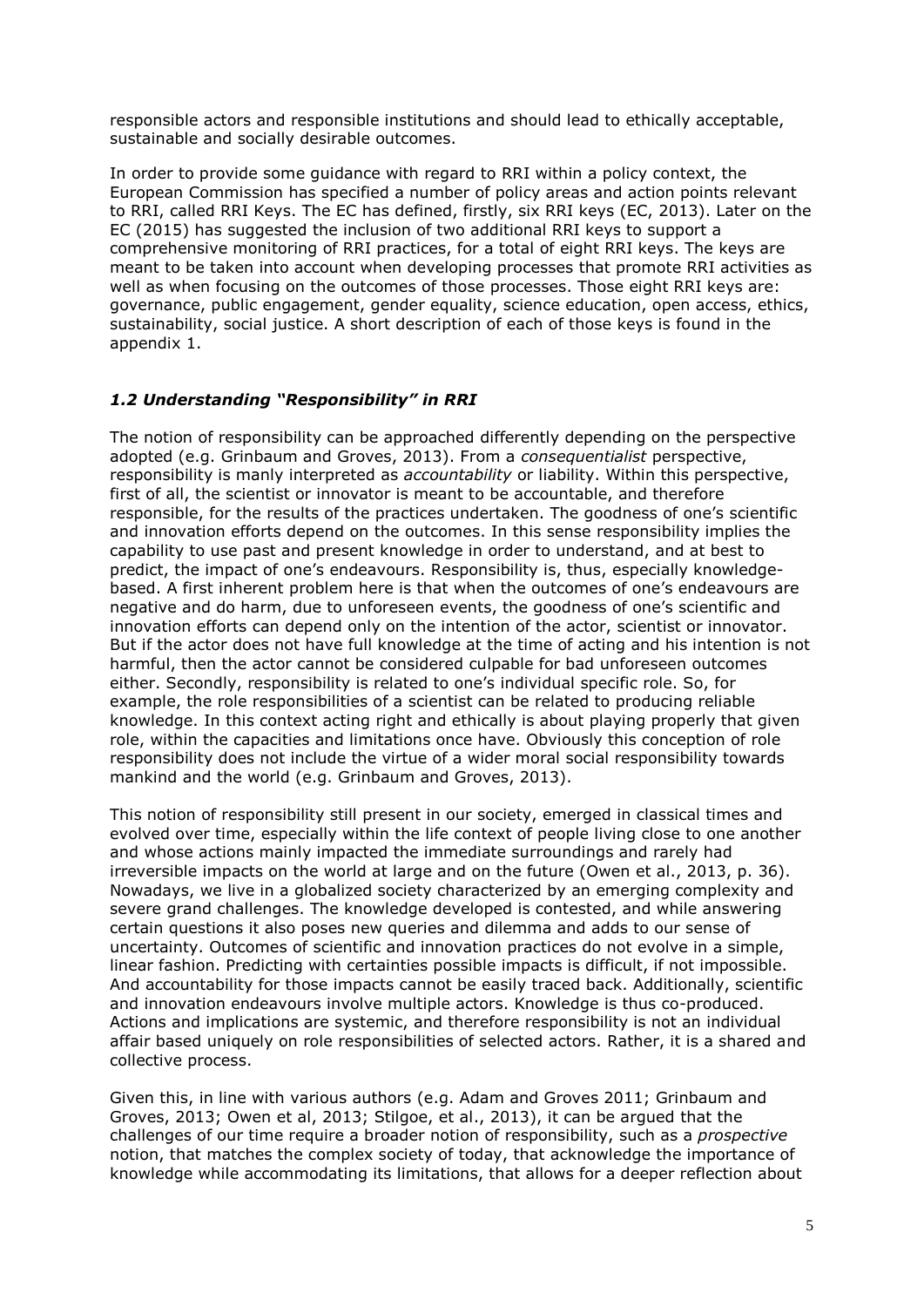responsible actors and responsible institutions and should lead to ethically acceptable, sustainable and socially desirable outcomes.

In order to provide some guidance with regard to RRI within a policy context, the European Commission has specified a number of policy areas and action points relevant to RRI, called RRI Keys. The EC has defined, firstly, six RRI keys (EC, 2013). Later on the EC (2015) has suggested the inclusion of two additional RRI keys to support a comprehensive monitoring of RRI practices, for a total of eight RRI keys. The keys are meant to be taken into account when developing processes that promote RRI activities as well as when focusing on the outcomes of those processes. Those eight RRI keys are: governance, public engagement, gender equality, science education, open access, ethics, sustainability, social justice. A short description of each of those keys is found in the appendix 1.

### *1.2 Understanding "Responsibility" in RRI*

The notion of responsibility can be approached differently depending on the perspective adopted (e.g. Grinbaum and Groves, 2013). From a *consequentialist* perspective, responsibility is manly interpreted as *accountability* or liability. Within this perspective, first of all, the scientist or innovator is meant to be accountable, and therefore responsible, for the results of the practices undertaken. The goodness of one's scientific and innovation efforts depend on the outcomes. In this sense responsibility implies the capability to use past and present knowledge in order to understand, and at best to predict, the impact of one's endeavours. Responsibility is, thus, especially knowledge-based. A first inherent problem here is that when the outcomes of one's endeavours are negative and do harm, due to unforeseen events, the goodness of one's scientific and innovation efforts can depend only on the intention of the actor, scientist or innovator. But if the actor does not have full knowledge at the time of acting and his intention is not harmful, then the actor cannot be considered culpable for bad unforeseen outcomes either. Secondly, responsibility is related to one's individual specific role. So, for example, the role responsibilities of a scientist can be related to producing reliable knowledge. In this context acting right and ethically is about playing properly that given role, within the capacities and limitations one have. Obviously this conception of role responsibility does not include the virtue of a wider moral social responsibility towards mankind and the world (e.g. Grinbaum and Groves, 2013).

This notion of responsibility still present in our society, emerged in classical times and evolved over time, especially within the life context of people living close to one another and whose actions mainly impacted the immediate surroundings and rarely had irreversible impacts on the world at large and on the future (Owen et al., 2013, p. 36). Nowadays, we live in a globalized society characterized by an emerging complexity and severe grand challenges. The knowledge developed is contested, and while answering certain questions it also poses new queries and dilemma and adds to our sense of uncertainty. Outcomes of scientific and innovation practices do not evolve in a simple, linear fashion. Predicting with certainties possible impacts is difficult, if not impossible. And accountability for those impacts cannot be easily traced back. Additionally, scientific and innovation endeavours involve multiple actors. Knowledge is thus co-produced. Actions and implications are systemic, and therefore responsibility is not an individual affair based uniquely on role responsibilities of selected actors. Rather, it is a shared and collective process.

Given this, in line with various authors (e.g. Adam and Groves 2011; Grinbaum and Groves, 2013; Owen et al, 2013; Stilgoe, et al., 2013), it can be argued that the challenges of our time require a broader notion of responsibility, such as a *prospective* notion, that matches the complex society of today, that acknowledge the importance of knowledge while accommodating its limitations, that allows for a deeper reflection about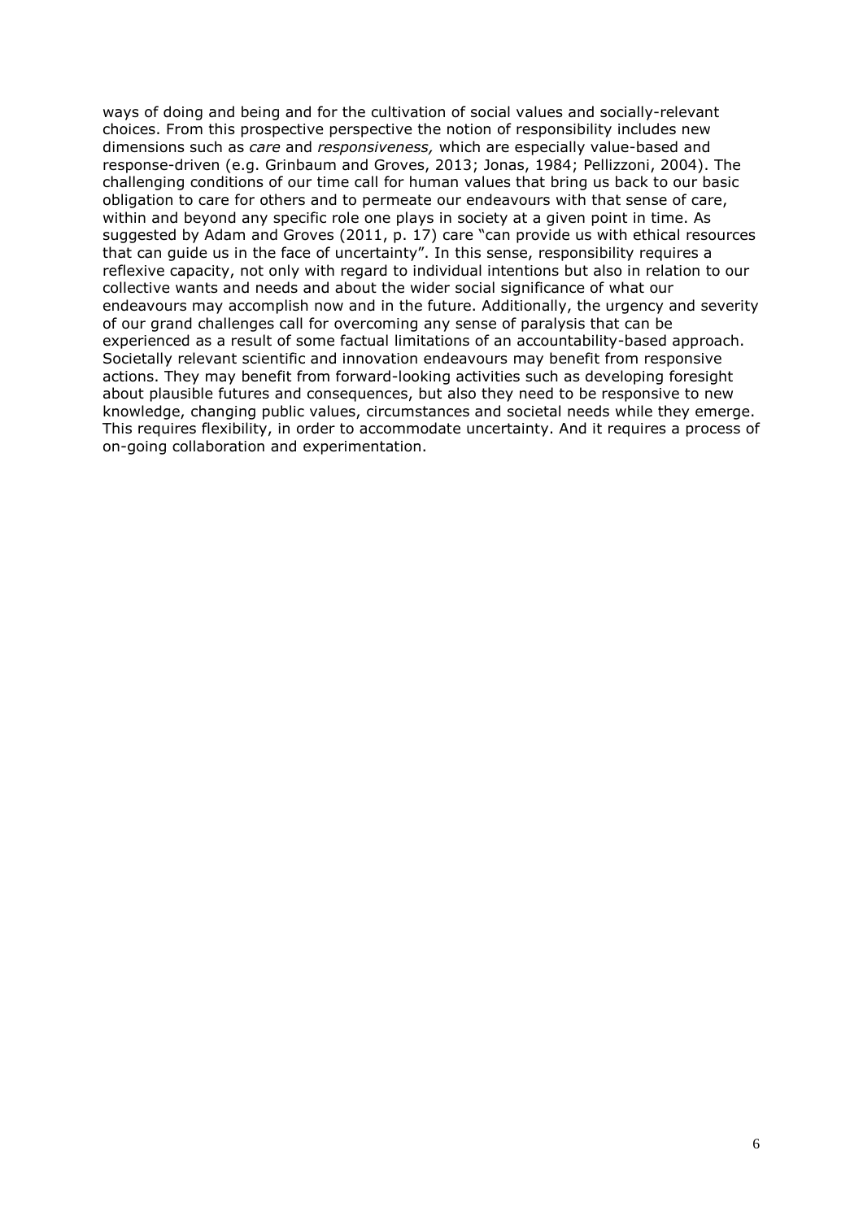ways of doing and being and for the cultivation of social values and socially-relevant choices. From this prospective perspective the notion of responsibility includes new dimensions such as *care* and *responsiveness,* which are especially value-based and response-driven (e.g. Grinbaum and Groves, 2013; Jonas, 1984; Pellizzoni, 2004). The challenging conditions of our time call for human values that bring us back to our basic obligation to care for others and to permeate our endeavours with that sense of care, within and beyond any specific role one plays in society at a given point in time. As suggested by Adam and Groves (2011, p. 17) care "can provide us with ethical resources that can guide us in the face of uncertainty". In this sense, responsibility requires a reflexive capacity, not only with regard to individual intentions but also in relation to our collective wants and needs and about the wider social significance of what our endeavours may accomplish now and in the future. Additionally, the urgency and severity of our grand challenges call for overcoming any sense of paralysis that can be experienced as a result of some factual limitations of an accountability-based approach. Societally relevant scientific and innovation endeavours may benefit from responsive actions. They may benefit from forward-looking activities such as developing foresight about plausible futures and consequences, but also they need to be responsive to new knowledge, changing public values, circumstances and societal needs while they emerge. This requires flexibility, in order to accommodate uncertainty. And it requires a process of on-going collaboration and experimentation.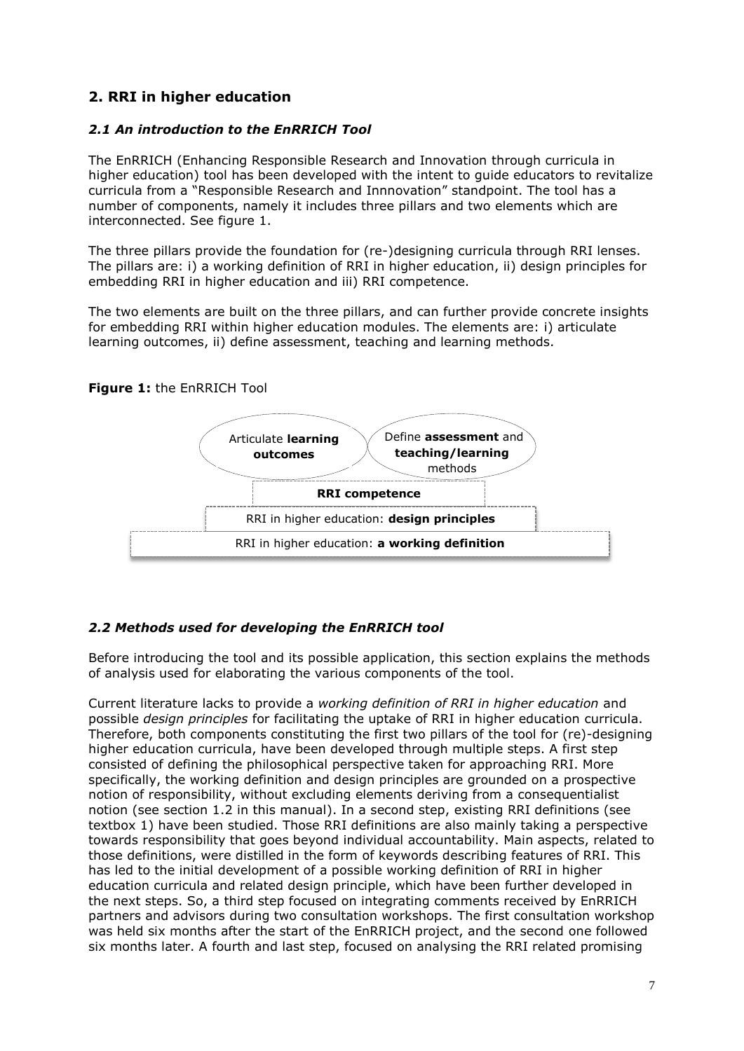## 2. RRI in higher education

### *2.1 An introduction to the EnRRICH Tool*

The EnRRICH (Enhancing Responsible Research and Innovation through curricula in higher education) tool has been developed with the intent to guide educators to revitalize curricula from a "Responsible Research and Innnovation" standpoint. The tool has a number of components, namely it includes three pillars and two elements which are interconnected. See figure 1.

The three pillars provide the foundation for (re-)designing curricula through RRI lenses. The pillars are: i) a working definition of RRI in higher education, ii) design principles for embedding RRI in higher education and iii) RRI competence.

The two elements are built on the three pillars, and can further provide concrete insights for embedding RRI within higher education modules. The elements are: i) articulate learning outcomes, ii) define assessment, teaching and learning methods.

**Figure 1:** the EnRRICH Tool

Articulate **learning outcomes** | Define **assessment** and **teaching/learning** methods

**RRI competence**

RRI in higher education: **design principles**

RRI in higher education: **a working definition**

### *2.2 Methods used for developing the EnRRICH tool*

Before introducing the tool and its possible application, this section explains the methods of analysis used for elaborating the various components of the tool.

Current literature lacks to provide a *working definition of RRI in higher education* and possible *design principles* for facilitating the uptake of RRI in higher education curricula. Therefore, both components constituting the first two pillars of the tool for (re)-designing higher education curricula, have been developed through multiple steps. A first step consisted of defining the philosophical perspective taken for approaching RRI. More specifically, the working definition and design principles are grounded on a prospective notion of responsibility, without excluding elements deriving from a consequentialist notion (see section 1.2 in this manual). In a second step, existing RRI definitions (see textbox 1) have been studied. Those RRI definitions are also mainly taking a perspective towards responsibility that goes beyond individual accountability. Main aspects, related to those definitions, were distilled in the form of keywords describing features of RRI. This has led to the initial development of a possible working definition of RRI in higher education curricula and related design principle, which have been further developed in the next steps. So, a third step focused on integrating comments received by EnRRICH partners and advisors during two consultation workshops. The first consultation workshop was held six months after the start of the EnRRICH project, and the second one followed six months later. A fourth and last step, focused on analysing the RRI related promising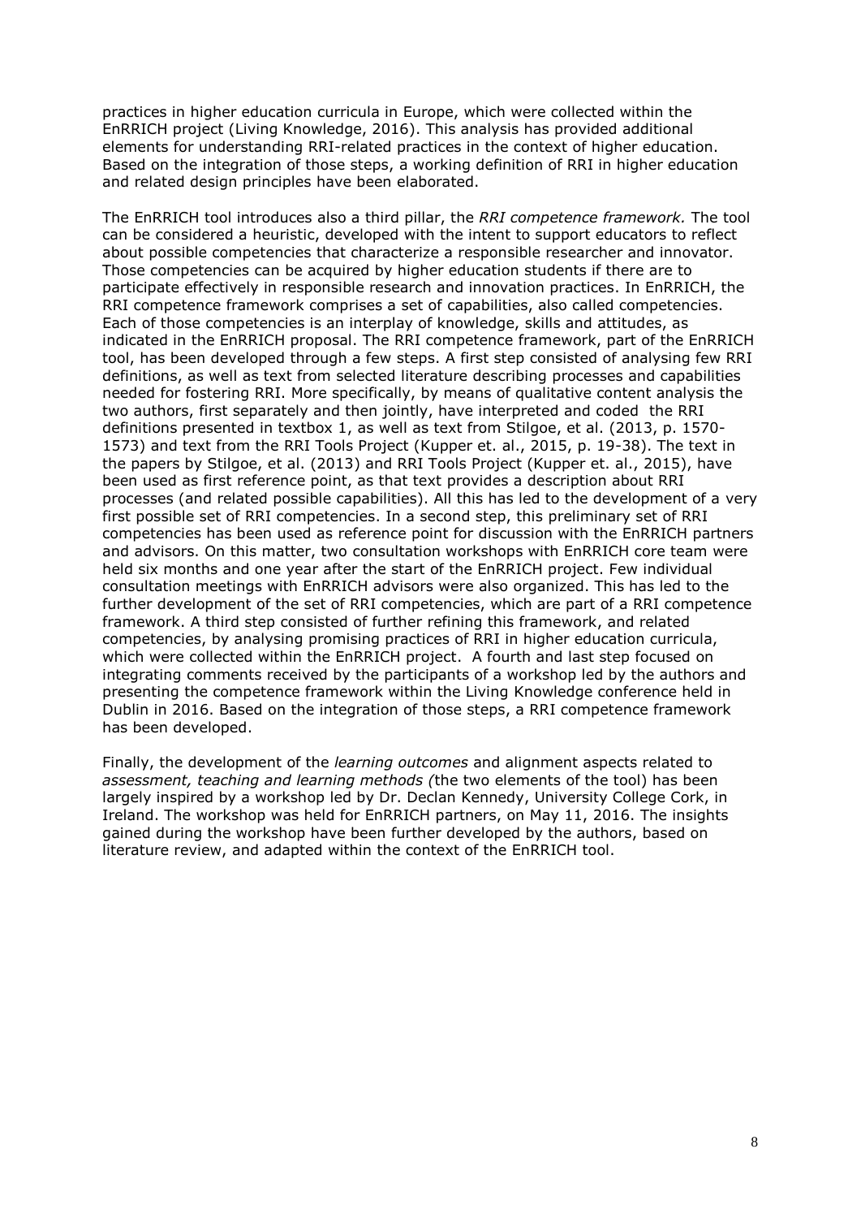practices in higher education curricula in Europe, which were collected within the EnRRICH project (Living Knowledge, 2016). This analysis has provided additional elements for understanding RRI-related practices in the context of higher education. Based on the integration of those steps, a working definition of RRI in higher education and related design principles have been elaborated.

The EnRRICH tool introduces also a third pillar, the *RRI competence framework.* The tool can be considered a heuristic, developed with the intent to support educators to reflect about possible competencies that characterize a responsible researcher and innovator. Those competencies can be acquired by higher education students if there are to participate effectively in responsible research and innovation practices. In EnRRICH, the RRI competence framework comprises a set of capabilities, also called competencies. Each of those competencies is an interplay of knowledge, skills and attitudes, as indicated in the EnRRICH proposal. The RRI competence framework, part of the EnRRICH tool, has been developed through a few steps. A first step consisted of analysing few RRI definitions, as well as text from selected literature describing processes and capabilities needed for fostering RRI. More specifically, by means of qualitative content analysis the two authors, first separately and then jointly, have interpreted and coded the RRI definitions presented in textbox 1, as well as text from Stilgoe, et al. (2013, p. 1570-1573) and text from the RRI Tools Project (Kupper et. al., 2015, p. 19-38). The text in the papers by Stilgoe, et al. (2013) and RRI Tools Project (Kupper et. al., 2015), have been used as first reference point, as that text provides a description about RRI processes (and related possible capabilities). All this has led to the development of a very first possible set of RRI competencies. In a second step, this preliminary set of RRI competencies has been used as reference point for discussion with the EnRRICH partners and advisors. On this matter, two consultation workshops with EnRRICH core team were held six months and one year after the start of the EnRRICH project. Few individual consultation meetings with EnRRICH advisors were also organized. This has led to the further development of the set of RRI competencies, which are part of a RRI competence framework. A third step consisted of further refining this framework, and related competencies, by analysing promising practices of RRI in higher education curricula, which were collected within the EnRRICH project. A fourth and last step focused on integrating comments received by the participants of a workshop led by the authors and presenting the competence framework within the Living Knowledge conference held in Dublin in 2016. Based on the integration of those steps, a RRI competence framework has been developed.

Finally, the development of the *learning outcomes* and alignment aspects related to *assessment, teaching and learning methods (*the two elements of the tool) has been largely inspired by a workshop led by Dr. Declan Kennedy, University College Cork, in Ireland. The workshop was held for EnRRICH partners, on May 11, 2016. The insights gained during the workshop have been further developed by the authors, based on literature review, and adapted within the context of the EnRRICH tool.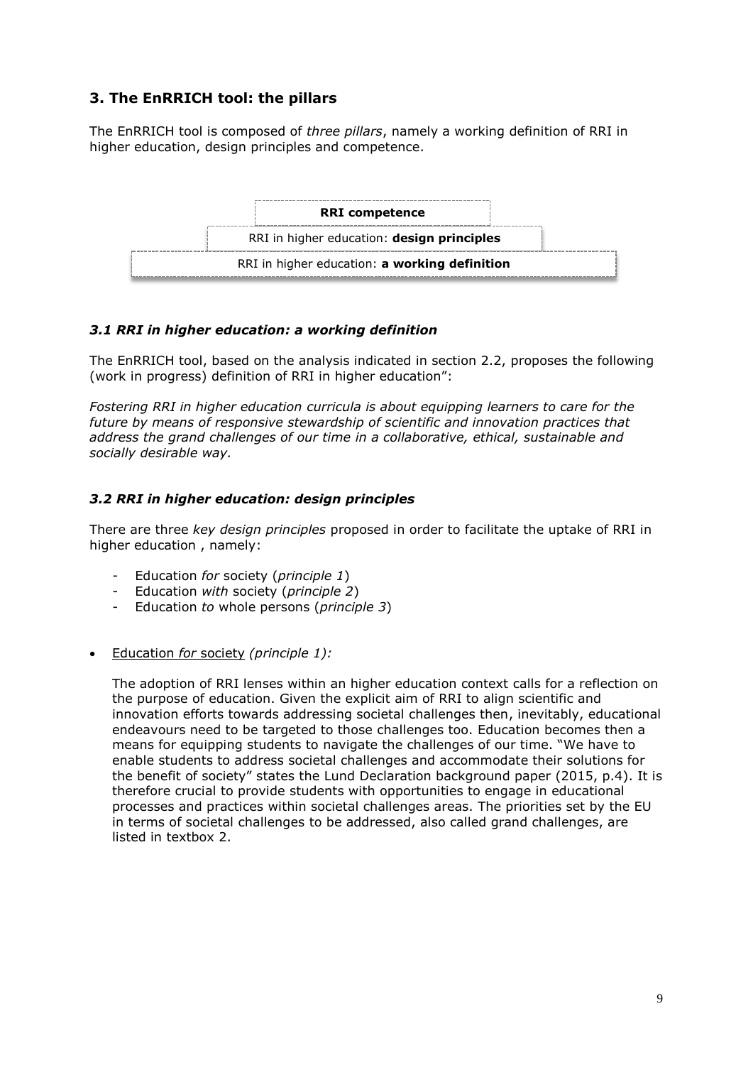## 3. The EnRRICH tool: the pillars

The EnRRICH tool is composed of *three pillars*, namely a working definition of RRI in higher education, design principles and competence.

**RRI competence**

RRI in higher education: **design principles**

RRI in higher education: **a working definition**

### *3.1 RRI in higher education: a working definition*

The EnRRICH tool, based on the analysis indicated in section 2.2, proposes the following (work in progress) definition of RRI in higher education":

*Fostering RRI in higher education curricula is about equipping learners to care for the future by means of responsive stewardship of scientific and innovation practices that address the grand challenges of our time in a collaborative, ethical, sustainable and socially desirable way.*

### *3.2 RRI in higher education: design principles*

There are three *key design principles* proposed in order to facilitate the uptake of RRI in higher education , namely:

- Education *for* society (*principle 1*)
- Education *with* society (*principle 2*)
- Education *to* whole persons (*principle 3*)

- Education *for* society *(principle 1):*

  The adoption of RRI lenses within an higher education context calls for a reflection on the purpose of education. Given the explicit aim of RRI to align scientific and innovation efforts towards addressing societal challenges then, inevitably, educational endeavours need to be targeted to those challenges too. Education becomes then a means for equipping students to navigate the challenges of our time. "We have to enable students to address societal challenges and accommodate their solutions for the benefit of society" states the Lund Declaration background paper (2015, p.4). It is therefore crucial to provide students with opportunities to engage in educational processes and practices within societal challenges areas. The priorities set by the EU in terms of societal challenges to be addressed, also called grand challenges, are listed in textbox 2.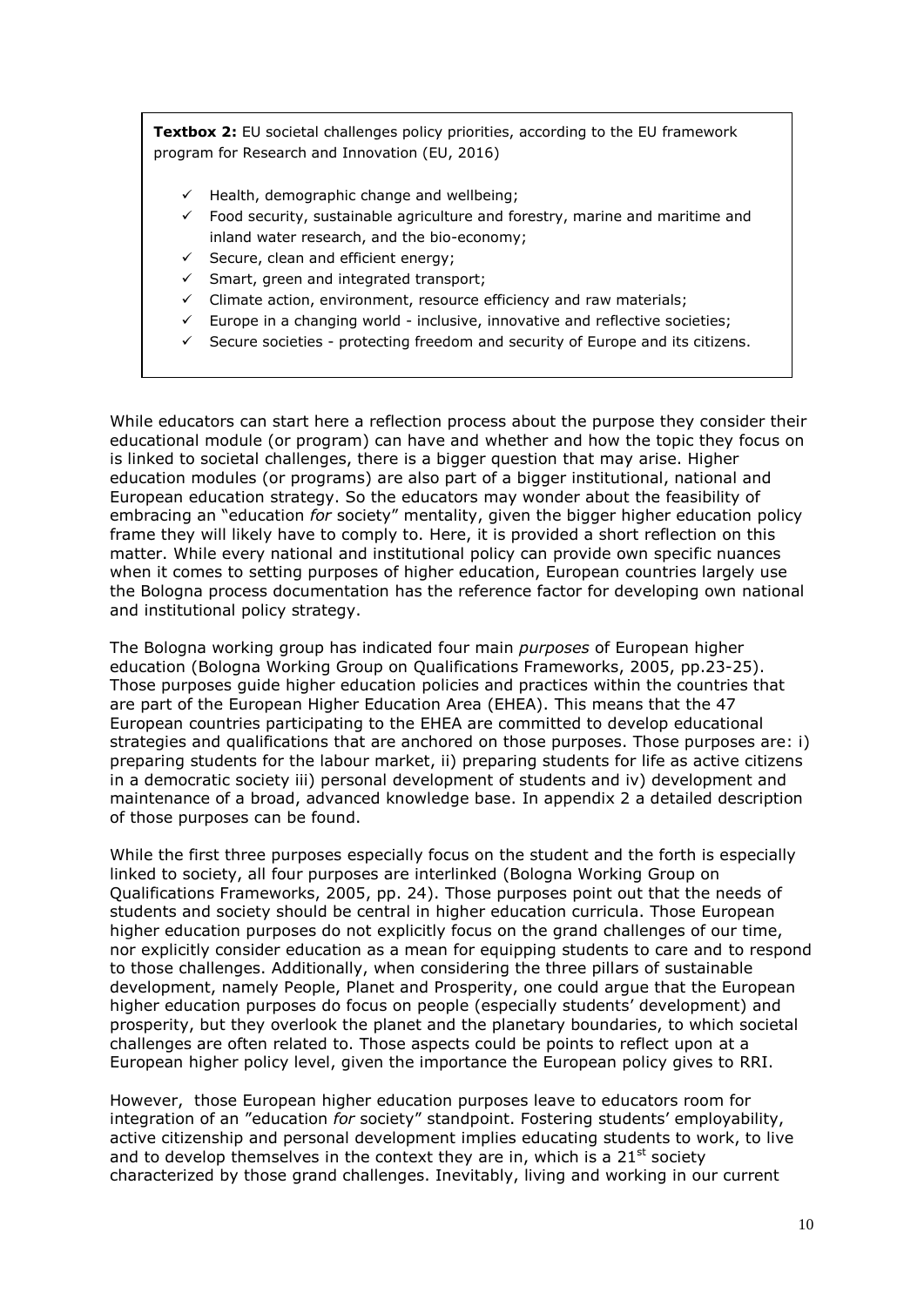**Textbox 2:** EU societal challenges policy priorities, according to the EU framework program for Research and Innovation (EU, 2016)

- ✓ Health, demographic change and wellbeing;
- ✓ Food security, sustainable agriculture and forestry, marine and maritime and inland water research, and the bio-economy;
- ✓ Secure, clean and efficient energy;
- ✓ Smart, green and integrated transport;
- ✓ Climate action, environment, resource efficiency and raw materials;
- ✓ Europe in a changing world - inclusive, innovative and reflective societies;
- ✓ Secure societies - protecting freedom and security of Europe and its citizens.

While educators can start here a reflection process about the purpose they consider their educational module (or program) can have and whether and how the topic they focus on is linked to societal challenges, there is a bigger question that may arise. Higher education modules (or programs) are also part of a bigger institutional, national and European education strategy. So the educators may wonder about the feasibility of embracing an "education *for* society" mentality, given the bigger higher education policy frame they will likely have to comply to. Here, it is provided a short reflection on this matter. While every national and institutional policy can provide own specific nuances when it comes to setting purposes of higher education, European countries largely use the Bologna process documentation has the reference factor for developing own national and institutional policy strategy.

The Bologna working group has indicated four main *purposes* of European higher education (Bologna Working Group on Qualifications Frameworks, 2005, pp.23-25). Those purposes guide higher education policies and practices within the countries that are part of the European Higher Education Area (EHEA). This means that the 47 European countries participating to the EHEA are committed to develop educational strategies and qualifications that are anchored on those purposes. Those purposes are: i) preparing students for the labour market, ii) preparing students for life as active citizens in a democratic society iii) personal development of students and iv) development and maintenance of a broad, advanced knowledge base. In appendix 2 a detailed description of those purposes can be found.

While the first three purposes especially focus on the student and the forth is especially linked to society, all four purposes are interlinked (Bologna Working Group on Qualifications Frameworks, 2005, pp. 24). Those purposes point out that the needs of students and society should be central in higher education curricula. Those European higher education purposes do not explicitly focus on the grand challenges of our time, nor explicitly consider education as a mean for equipping students to care and to respond to those challenges. Additionally, when considering the three pillars of sustainable development, namely People, Planet and Prosperity, one could argue that the European higher education purposes do focus on people (especially students' development) and prosperity, but they overlook the planet and the planetary boundaries, to which societal challenges are often related to. Those aspects could be points to reflect upon at a European higher policy level, given the importance the European policy gives to RRI.

However, those European higher education purposes leave to educators room for integration of an "education *for* society" standpoint. Fostering students' employability, active citizenship and personal development implies educating students to work, to live and to develop themselves in the context they are in, which is a 21st society characterized by those grand challenges. Inevitably, living and working in our current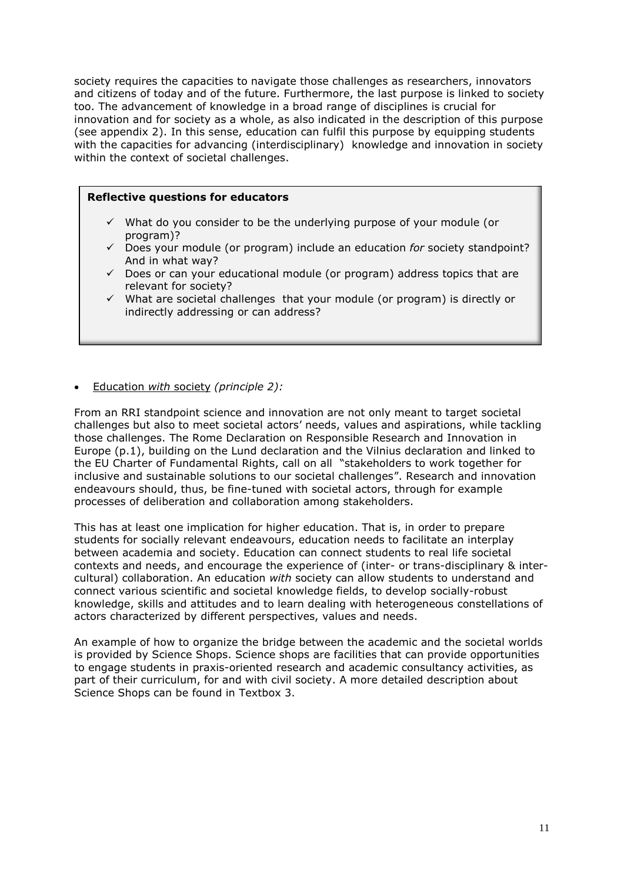society requires the capacities to navigate those challenges as researchers, innovators and citizens of today and of the future. Furthermore, the last purpose is linked to society too. The advancement of knowledge in a broad range of disciplines is crucial for innovation and for society as a whole, as also indicated in the description of this purpose (see appendix 2). In this sense, education can fulfil this purpose by equipping students with the capacities for advancing (interdisciplinary) knowledge and innovation in society within the context of societal challenges.

> **Reflective questions for educators**
>
> - ✓ What do you consider to be the underlying purpose of your module (or program)?
> - ✓ Does your module (or program) include an education *for* society standpoint? And in what way?
> - ✓ Does or can your educational module (or program) address topics that are relevant for society?
> - ✓ What are societal challenges that your module (or program) is directly or indirectly addressing or can address?

- Education *with* society *(principle 2):*

From an RRI standpoint science and innovation are not only meant to target societal challenges but also to meet societal actors' needs, values and aspirations, while tackling those challenges. The Rome Declaration on Responsible Research and Innovation in Europe (p.1), building on the Lund declaration and the Vilnius declaration and linked to the EU Charter of Fundamental Rights, call on all "stakeholders to work together for inclusive and sustainable solutions to our societal challenges". Research and innovation endeavours should, thus, be fine-tuned with societal actors, through for example processes of deliberation and collaboration among stakeholders.

This has at least one implication for higher education. That is, in order to prepare students for socially relevant endeavours, education needs to facilitate an interplay between academia and society. Education can connect students to real life societal contexts and needs, and encourage the experience of (inter- or trans-disciplinary & inter-cultural) collaboration. An education *with* society can allow students to understand and connect various scientific and societal knowledge fields, to develop socially-robust knowledge, skills and attitudes and to learn dealing with heterogeneous constellations of actors characterized by different perspectives, values and needs.

An example of how to organize the bridge between the academic and the societal worlds is provided by Science Shops. Science shops are facilities that can provide opportunities to engage students in praxis-oriented research and academic consultancy activities, as part of their curriculum, for and with civil society. A more detailed description about Science Shops can be found in Textbox 3.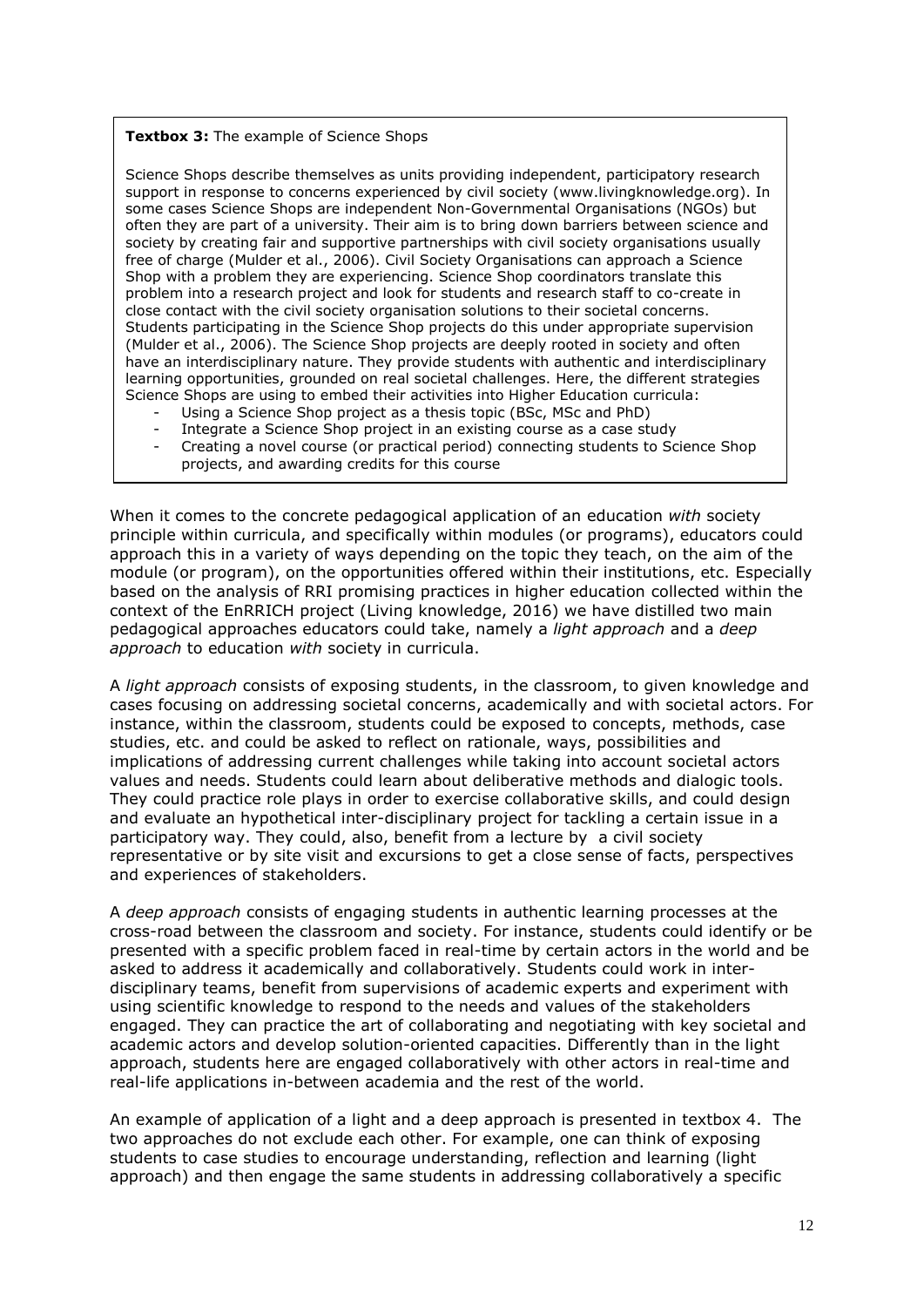**Textbox 3:** The example of Science Shops

Science Shops describe themselves as units providing independent, participatory research support in response to concerns experienced by civil society (www.livingknowledge.org). In some cases Science Shops are independent Non-Governmental Organisations (NGOs) but often they are part of a university. Their aim is to bring down barriers between science and society by creating fair and supportive partnerships with civil society organisations usually free of charge (Mulder et al., 2006). Civil Society Organisations can approach a Science Shop with a problem they are experiencing. Science Shop coordinators translate this problem into a research project and look for students and research staff to co-create in close contact with the civil society organisation solutions to their societal concerns. Students participating in the Science Shop projects do this under appropriate supervision (Mulder et al., 2006). The Science Shop projects are deeply rooted in society and often have an interdisciplinary nature. They provide students with authentic and interdisciplinary learning opportunities, grounded on real societal challenges. Here, the different strategies Science Shops are using to embed their activities into Higher Education curricula:

- Using a Science Shop project as a thesis topic (BSc, MSc and PhD)
- Integrate a Science Shop project in an existing course as a case study
- Creating a novel course (or practical period) connecting students to Science Shop projects, and awarding credits for this course

When it comes to the concrete pedagogical application of an education *with* society principle within curricula, and specifically within modules (or programs), educators could approach this in a variety of ways depending on the topic they teach, on the aim of the module (or program), on the opportunities offered within their institutions, etc. Especially based on the analysis of RRI promising practices in higher education collected within the context of the EnRRICH project (Living knowledge, 2016) we have distilled two main pedagogical approaches educators could take, namely a *light approach* and a *deep approach* to education *with* society in curricula.

A *light approach* consists of exposing students, in the classroom, to given knowledge and cases focusing on addressing societal concerns, academically and with societal actors. For instance, within the classroom, students could be exposed to concepts, methods, case studies, etc. and could be asked to reflect on rationale, ways, possibilities and implications of addressing current challenges while taking into account societal actors values and needs. Students could learn about deliberative methods and dialogic tools. They could practice role plays in order to exercise collaborative skills, and could design and evaluate an hypothetical inter-disciplinary project for tackling a certain issue in a participatory way. They could, also, benefit from a lecture by a civil society representative or by site visit and excursions to get a close sense of facts, perspectives and experiences of stakeholders.

A *deep approach* consists of engaging students in authentic learning processes at the cross-road between the classroom and society. For instance, students could identify or be presented with a specific problem faced in real-time by certain actors in the world and be asked to address it academically and collaboratively. Students could work in inter-disciplinary teams, benefit from supervisions of academic experts and experiment with using scientific knowledge to respond to the needs and values of the stakeholders engaged. They can practice the art of collaborating and negotiating with key societal and academic actors and develop solution-oriented capacities. Differently than in the light approach, students here are engaged collaboratively with other actors in real-time and real-life applications in-between academia and the rest of the world.

An example of application of a light and a deep approach is presented in textbox 4. The two approaches do not exclude each other. For example, one can think of exposing students to case studies to encourage understanding, reflection and learning (light approach) and then engage the same students in addressing collaboratively a specific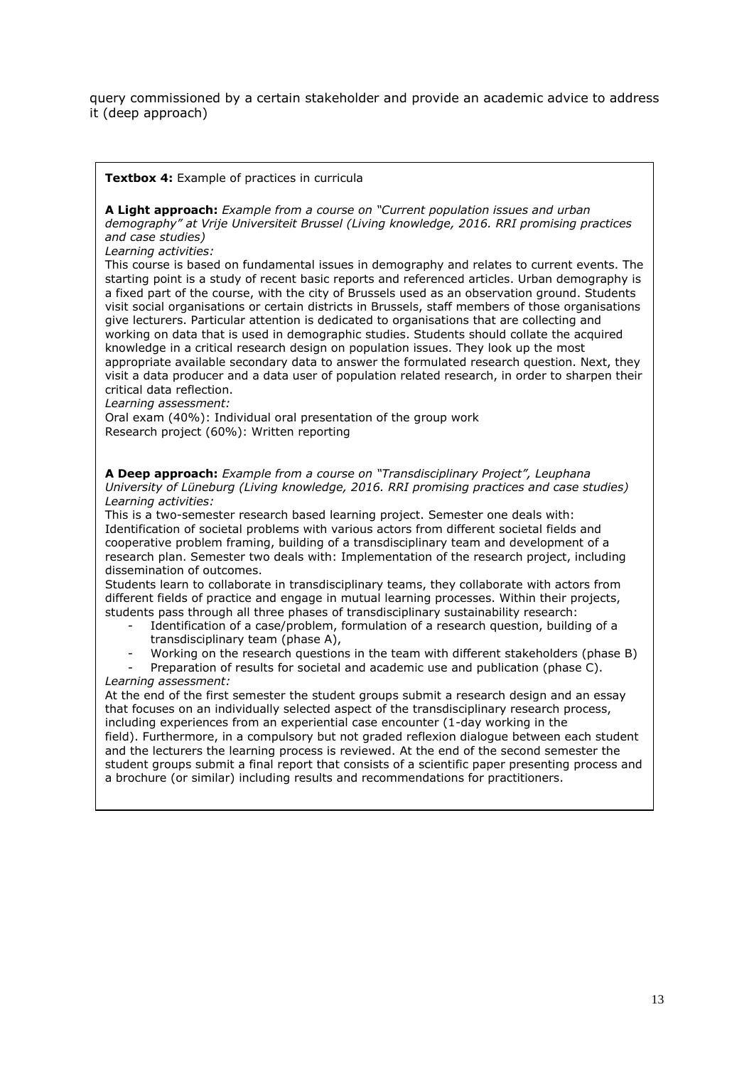query commissioned by a certain stakeholder and provide an academic advice to address it (deep approach)

**Textbox 4:** Example of practices in curricula

**A Light approach:** *Example from a course on "Current population issues and urban demography" at Vrije Universiteit Brussel (Living knowledge, 2016. RRI promising practices and case studies)*

*Learning activities:*

This course is based on fundamental issues in demography and relates to current events. The starting point is a study of recent basic reports and referenced articles. Urban demography is a fixed part of the course, with the city of Brussels used as an observation ground. Students visit social organisations or certain districts in Brussels, staff members of those organisations give lecturers. Particular attention is dedicated to organisations that are collecting and working on data that is used in demographic studies. Students should collate the acquired knowledge in a critical research design on population issues. They look up the most appropriate available secondary data to answer the formulated research question. Next, they visit a data producer and a data user of population related research, in order to sharpen their critical data reflection.

*Learning assessment:*

Oral exam (40%): Individual oral presentation of the group work

Research project (60%): Written reporting

**A Deep approach:** *Example from a course on "Transdisciplinary Project", Leuphana University of Lüneburg (Living knowledge, 2016. RRI promising practices and case studies)*

*Learning activities:*

This is a two-semester research based learning project. Semester one deals with: Identification of societal problems with various actors from different societal fields and cooperative problem framing, building of a transdisciplinary team and development of a research plan. Semester two deals with: Implementation of the research project, including dissemination of outcomes.

Students learn to collaborate in transdisciplinary teams, they collaborate with actors from different fields of practice and engage in mutual learning processes. Within their projects, students pass through all three phases of transdisciplinary sustainability research:

- Identification of a case/problem, formulation of a research question, building of a transdisciplinary team (phase A),
- Working on the research questions in the team with different stakeholders (phase B)
- Preparation of results for societal and academic use and publication (phase C).

*Learning assessment:*

At the end of the first semester the student groups submit a research design and an essay that focuses on an individually selected aspect of the transdisciplinary research process, including experiences from an experiential case encounter (1-day working in the field). Furthermore, in a compulsory but not graded reflexion dialogue between each student and the lecturers the learning process is reviewed. At the end of the second semester the student groups submit a final report that consists of a scientific paper presenting process and a brochure (or similar) including results and recommendations for practitioners.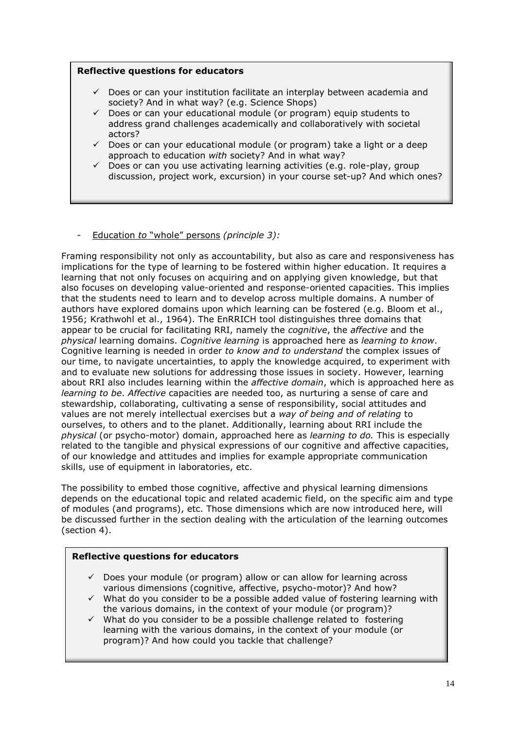**Reflective questions for educators**

- ✓ Does or can your institution facilitate an interplay between academia and society? And in what way? (e.g. Science Shops)
- ✓ Does or can your educational module (or program) equip students to address grand challenges academically and collaboratively with societal actors?
- ✓ Does or can your educational module (or program) take a light or a deep approach to education *with* society? And in what way?
- ✓ Does or can you use activating learning activities (e.g. role-play, group discussion, project work, excursion) in your course set-up? And which ones?

- Education *to* "whole" persons *(principle 3):*

Framing responsibility not only as accountability, but also as care and responsiveness has implications for the type of learning to be fostered within higher education. It requires a learning that not only focuses on acquiring and on applying given knowledge, but that also focuses on developing value-oriented and response-oriented capacities. This implies that the students need to learn and to develop across multiple domains. A number of authors have explored domains upon which learning can be fostered (e.g. Bloom et al., 1956; Krathwohl et al., 1964). The EnRRICH tool distinguishes three domains that appear to be crucial for facilitating RRI, namely the *cognitive*, the *affective* and the *physical* learning domains. *Cognitive learning* is approached here as *learning to know*. Cognitive learning is needed in order *to know and to understand* the complex issues of our time, to navigate uncertainties, to apply the knowledge acquired, to experiment with and to evaluate new solutions for addressing those issues in society. However, learning about RRI also includes learning within the *affective domain*, which is approached here as *learning to be*. *Affective* capacities are needed too, as nurturing a sense of care and stewardship, collaborating, cultivating a sense of responsibility, social attitudes and values are not merely intellectual exercises but a *way of being and of relating* to ourselves, to others and to the planet. Additionally, learning about RRI include the *physical* (or psycho-motor) domain, approached here as *learning to do.* This is especially related to the tangible and physical expressions of our cognitive and affective capacities, of our knowledge and attitudes and implies for example appropriate communication skills, use of equipment in laboratories, etc.

The possibility to embed those cognitive, affective and physical learning dimensions depends on the educational topic and related academic field, on the specific aim and type of modules (and programs), etc. Those dimensions which are now introduced here, will be discussed further in the section dealing with the articulation of the learning outcomes (section 4).

**Reflective questions for educators**

- ✓ Does your module (or program) allow or can allow for learning across various dimensions (cognitive, affective, psycho-motor)? And how?
- ✓ What do you consider to be a possible added value of fostering learning with the various domains, in the context of your module (or program)?
- ✓ What do you consider to be a possible challenge related to fostering learning with the various domains, in the context of your module (or program)? And how could you tackle that challenge?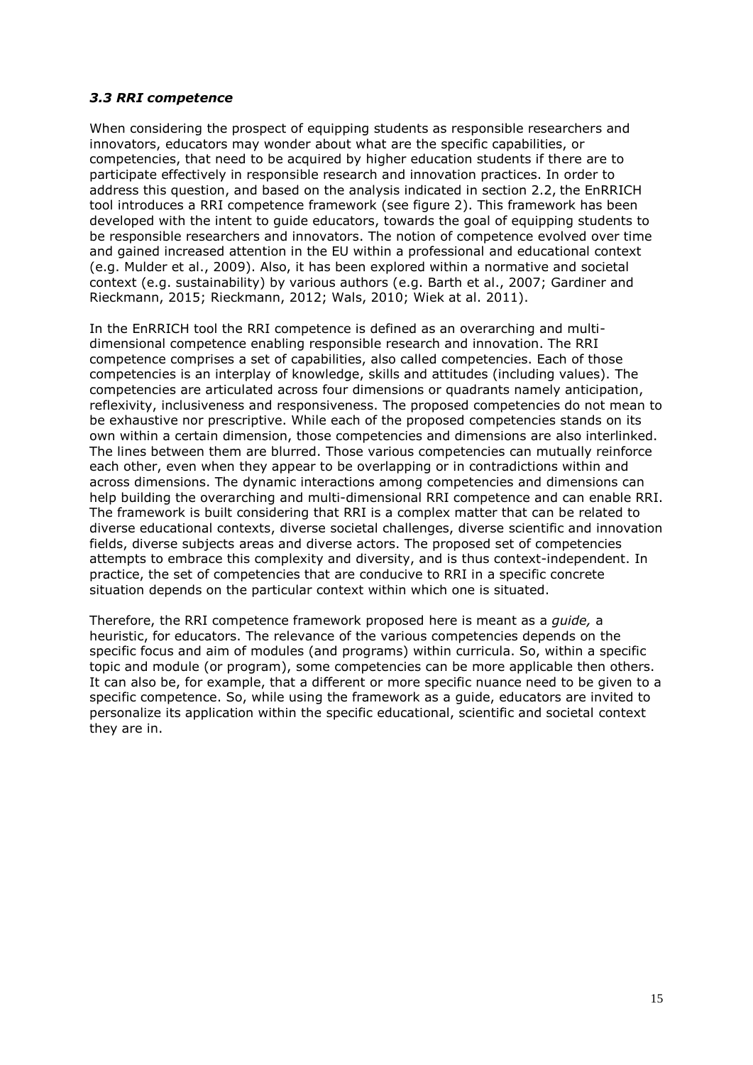### *3.3 RRI competence*

When considering the prospect of equipping students as responsible researchers and innovators, educators may wonder about what are the specific capabilities, or competencies, that need to be acquired by higher education students if there are to participate effectively in responsible research and innovation practices. In order to address this question, and based on the analysis indicated in section 2.2, the EnRRICH tool introduces a RRI competence framework (see figure 2). This framework has been developed with the intent to guide educators, towards the goal of equipping students to be responsible researchers and innovators. The notion of competence evolved over time and gained increased attention in the EU within a professional and educational context (e.g. Mulder et al., 2009). Also, it has been explored within a normative and societal context (e.g. sustainability) by various authors (e.g. Barth et al., 2007; Gardiner and Rieckmann, 2015; Rieckmann, 2012; Wals, 2010; Wiek at al. 2011).

In the EnRRICH tool the RRI competence is defined as an overarching and multi-dimensional competence enabling responsible research and innovation. The RRI competence comprises a set of capabilities, also called competencies. Each of those competencies is an interplay of knowledge, skills and attitudes (including values). The competencies are articulated across four dimensions or quadrants namely anticipation, reflexivity, inclusiveness and responsiveness. The proposed competencies do not mean to be exhaustive nor prescriptive. While each of the proposed competencies stands on its own within a certain dimension, those competencies and dimensions are also interlinked. The lines between them are blurred. Those various competencies can mutually reinforce each other, even when they appear to be overlapping or in contradictions within and across dimensions. The dynamic interactions among competencies and dimensions can help building the overarching and multi-dimensional RRI competence and can enable RRI. The framework is built considering that RRI is a complex matter that can be related to diverse educational contexts, diverse societal challenges, diverse scientific and innovation fields, diverse subjects areas and diverse actors. The proposed set of competencies attempts to embrace this complexity and diversity, and is thus context-independent. In practice, the set of competencies that are conducive to RRI in a specific concrete situation depends on the particular context within which one is situated.

Therefore, the RRI competence framework proposed here is meant as a *guide,* a heuristic, for educators. The relevance of the various competencies depends on the specific focus and aim of modules (and programs) within curricula. So, within a specific topic and module (or program), some competencies can be more applicable then others. It can also be, for example, that a different or more specific nuance need to be given to a specific competence. So, while using the framework as a guide, educators are invited to personalize its application within the specific educational, scientific and societal context they are in.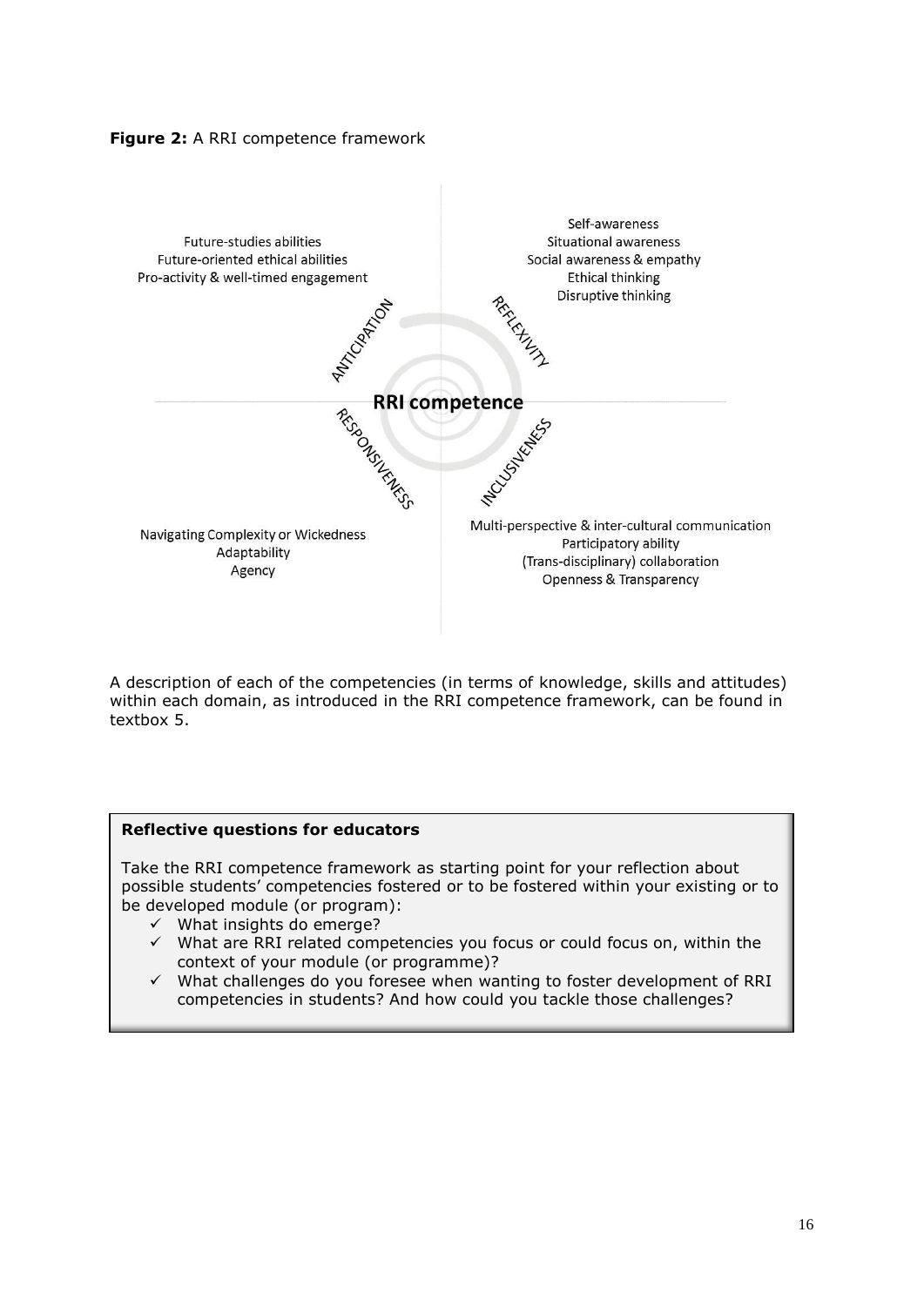**Figure 2:** A RRI competence framework

**ANTICIPATION**
- Future-studies abilities
- Future-oriented ethical abilities
- Pro-activity & well-timed engagement

**REFLEXIVITY**
- Self-awareness
- Situational awareness
- Social awareness & empathy
- Ethical thinking
- Disruptive thinking

**RRI competence**

**RESPONSIVENESS**
- Navigating Complexity or Wickedness
- Adaptability
- Agency

**INCLUSIVENESS**
- Multi-perspective & inter-cultural communication
- Participatory ability
- (Trans-disciplinary) collaboration
- Openness & Transparency

A description of each of the competencies (in terms of knowledge, skills and attitudes) within each domain, as introduced in the RRI competence framework, can be found in textbox 5.

**Reflective questions for educators**

Take the RRI competence framework as starting point for your reflection about possible students' competencies fostered or to be fostered within your existing or to be developed module (or program):

- ✓ What insights do emerge?
- ✓ What are RRI related competencies you focus or could focus on, within the context of your module (or programme)?
- ✓ What challenges do you foresee when wanting to foster development of RRI competencies in students? And how could you tackle those challenges?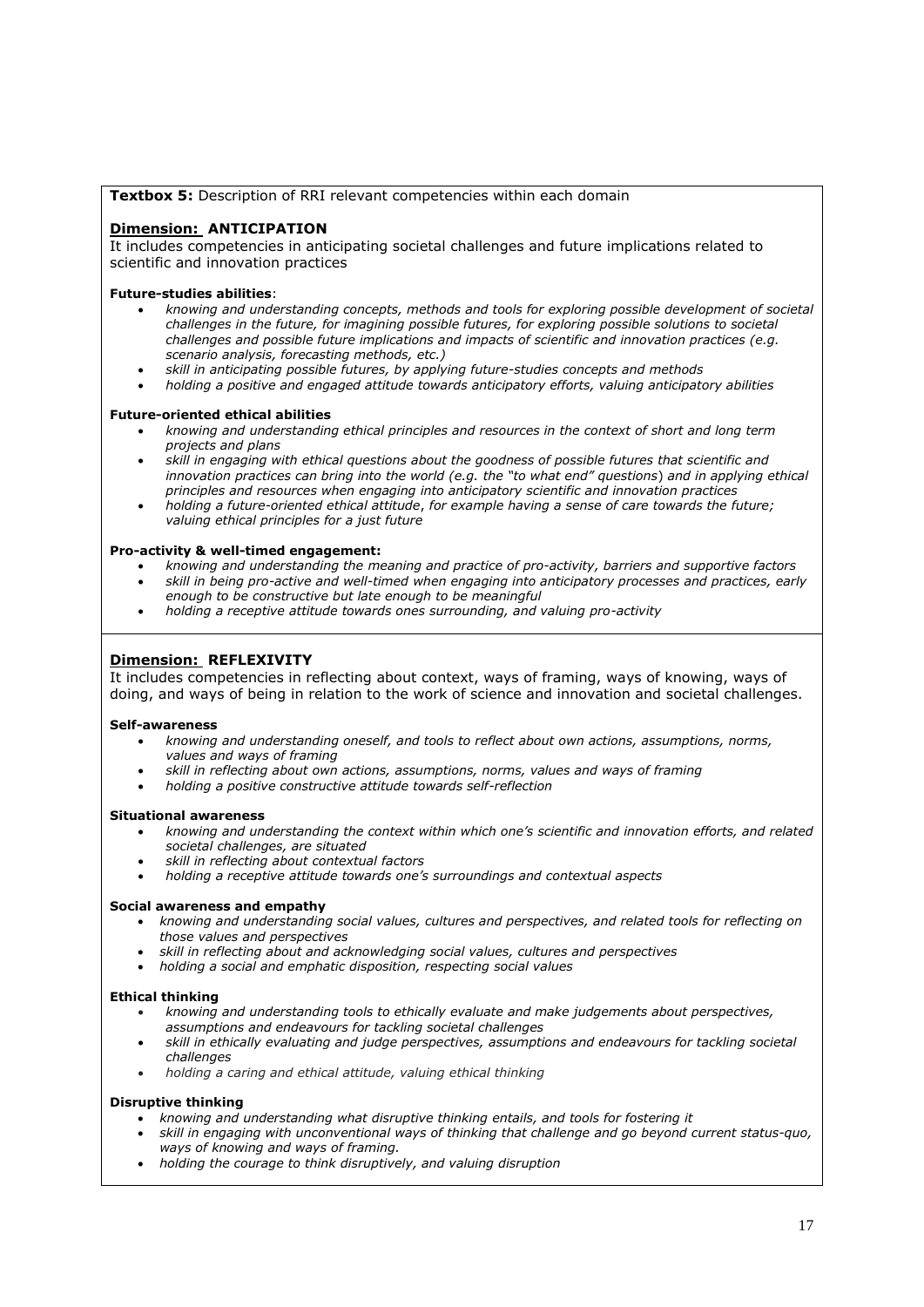**Textbox 5:** Description of RRI relevant competencies within each domain

## Dimension: ANTICIPATION

It includes competencies in anticipating societal challenges and future implications related to scientific and innovation practices

**Future-studies abilities**:

- *knowing and understanding concepts, methods and tools for exploring possible development of societal challenges in the future, for imagining possible futures, for exploring possible solutions to societal challenges and possible future implications and impacts of scientific and innovation practices (e.g. scenario analysis, forecasting methods, etc.)*
- *skill in anticipating possible futures, by applying future-studies concepts and methods*
- *holding a positive and engaged attitude towards anticipatory efforts, valuing anticipatory abilities*

**Future-oriented ethical abilities**

- *knowing and understanding ethical principles and resources in the context of short and long term projects and plans*
- *skill in engaging with ethical questions about the goodness of possible futures that scientific and innovation practices can bring into the world (e.g. the "to what end" questions) and in applying ethical principles and resources when engaging into anticipatory scientific and innovation practices*
- *holding a future-oriented ethical attitude, for example having a sense of care towards the future; valuing ethical principles for a just future*

**Pro-activity & well-timed engagement:**

- *knowing and understanding the meaning and practice of pro-activity, barriers and supportive factors*
- *skill in being pro-active and well-timed when engaging into anticipatory processes and practices, early enough to be constructive but late enough to be meaningful*
- *holding a receptive attitude towards ones surrounding, and valuing pro-activity*

## Dimension: REFLEXIVITY

It includes competencies in reflecting about context, ways of framing, ways of knowing, ways of doing, and ways of being in relation to the work of science and innovation and societal challenges.

**Self-awareness**

- *knowing and understanding oneself, and tools to reflect about own actions, assumptions, norms, values and ways of framing*
- *skill in reflecting about own actions, assumptions, norms, values and ways of framing*
- *holding a positive constructive attitude towards self-reflection*

**Situational awareness**

- *knowing and understanding the context within which one's scientific and innovation efforts, and related societal challenges, are situated*
- *skill in reflecting about contextual factors*
- *holding a receptive attitude towards one's surroundings and contextual aspects*

**Social awareness and empathy**

- *knowing and understanding social values, cultures and perspectives, and related tools for reflecting on those values and perspectives*
- *skill in reflecting about and acknowledging social values, cultures and perspectives*
- *holding a social and emphatic disposition, respecting social values*

**Ethical thinking**

- *knowing and understanding tools to ethically evaluate and make judgements about perspectives, assumptions and endeavours for tackling societal challenges*
- *skill in ethically evaluating and judge perspectives, assumptions and endeavours for tackling societal challenges*
- *holding a caring and ethical attitude, valuing ethical thinking*

**Disruptive thinking**

- *knowing and understanding what disruptive thinking entails, and tools for fostering it*
- *skill in engaging with unconventional ways of thinking that challenge and go beyond current status-quo, ways of knowing and ways of framing.*
- *holding the courage to think disruptively, and valuing disruption*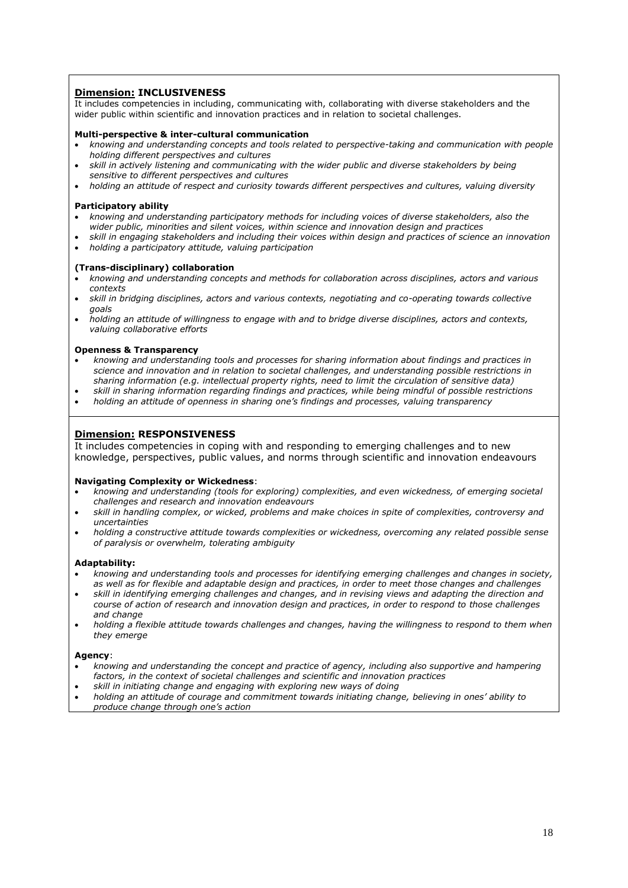## <u>Dimension:</u> **INCLUSIVENESS**

It includes competencies in including, communicating with, collaborating with diverse stakeholders and the wider public within scientific and innovation practices and in relation to societal challenges.

**Multi-perspective & inter-cultural communication**

- *knowing and understanding concepts and tools related to perspective-taking and communication with people holding different perspectives and cultures*
- *skill in actively listening and communicating with the wider public and diverse stakeholders by being sensitive to different perspectives and cultures*
- *holding an attitude of respect and curiosity towards different perspectives and cultures, valuing diversity*

**Participatory ability**

- *knowing and understanding participatory methods for including voices of diverse stakeholders, also the wider public, minorities and silent voices, within science and innovation design and practices*
- *skill in engaging stakeholders and including their voices within design and practices of science an innovation*
- *holding a participatory attitude, valuing participation*

**(Trans-disciplinary) collaboration**

- *knowing and understanding concepts and methods for collaboration across disciplines, actors and various contexts*
- *skill in bridging disciplines, actors and various contexts, negotiating and co-operating towards collective goals*
- *holding an attitude of willingness to engage with and to bridge diverse disciplines, actors and contexts, valuing collaborative efforts*

**Openness & Transparency**

- *knowing and understanding tools and processes for sharing information about findings and practices in science and innovation and in relation to societal challenges, and understanding possible restrictions in sharing information (e.g. intellectual property rights, need to limit the circulation of sensitive data)*
- *skill in sharing information regarding findings and practices, while being mindful of possible restrictions*
- *holding an attitude of openness in sharing one's findings and processes, valuing transparency*

## <u>Dimension:</u> **RESPONSIVENESS**

It includes competencies in coping with and responding to emerging challenges and to new knowledge, perspectives, public values, and norms through scientific and innovation endeavours

**Navigating Complexity or Wickedness**:

- *knowing and understanding (tools for exploring) complexities, and even wickedness, of emerging societal challenges and research and innovation endeavours*
- *skill in handling complex, or wicked, problems and make choices in spite of complexities, controversy and uncertainties*
- *holding a constructive attitude towards complexities or wickedness, overcoming any related possible sense of paralysis or overwhelm, tolerating ambiguity*

**Adaptability:**

- *knowing and understanding tools and processes for identifying emerging challenges and changes in society, as well as for flexible and adaptable design and practices, in order to meet those changes and challenges*
- *skill in identifying emerging challenges and changes, and in revising views and adapting the direction and course of action of research and innovation design and practices, in order to respond to those challenges and change*
- *holding a flexible attitude towards challenges and changes, having the willingness to respond to them when they emerge*

**Agency**:

- *knowing and understanding the concept and practice of agency, including also supportive and hampering factors, in the context of societal challenges and scientific and innovation practices*
- *skill in initiating change and engaging with exploring new ways of doing*
- *holding an attitude of courage and commitment towards initiating change, believing in ones' ability to produce change through one's action*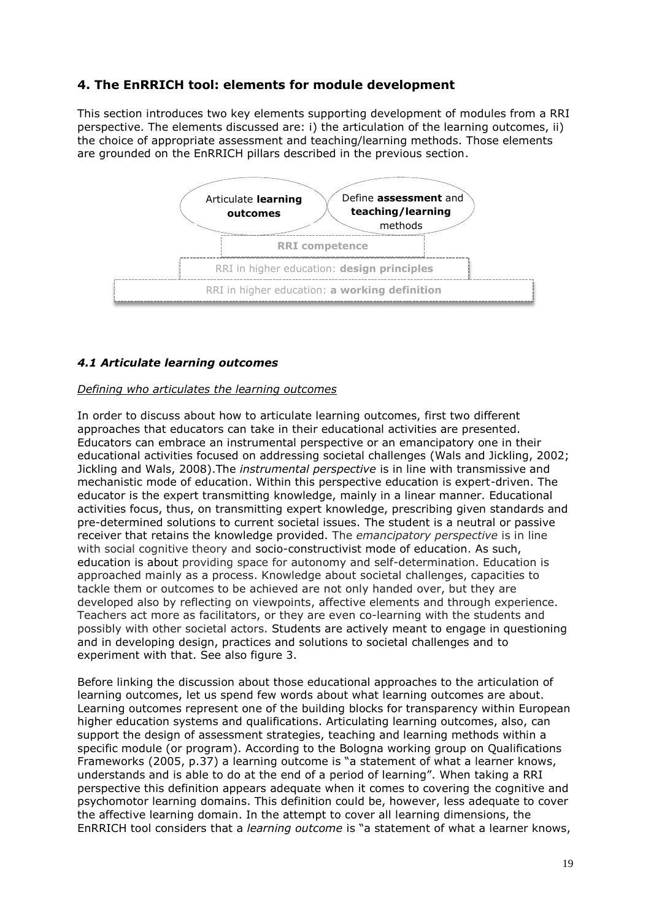## 4. The EnRRICH tool: elements for module development

This section introduces two key elements supporting development of modules from a RRI perspective. The elements discussed are: i) the articulation of the learning outcomes, ii) the choice of appropriate assessment and teaching/learning methods. Those elements are grounded on the EnRRICH pillars described in the previous section.

Articulate **learning outcomes**

Define **assessment** and **teaching/learning** methods

**RRI competence**

RRI in higher education: **design principles**

RRI in higher education: **a working definition**

### *4.1 Articulate learning outcomes*

*Defining who articulates the learning outcomes*

In order to discuss about how to articulate learning outcomes, first two different approaches that educators can take in their educational activities are presented. Educators can embrace an instrumental perspective or an emancipatory one in their educational activities focused on addressing societal challenges (Wals and Jickling, 2002; Jickling and Wals, 2008).The *instrumental perspective* is in line with transmissive and mechanistic mode of education. Within this perspective education is expert-driven. The educator is the expert transmitting knowledge, mainly in a linear manner. Educational activities focus, thus, on transmitting expert knowledge, prescribing given standards and pre-determined solutions to current societal issues. The student is a neutral or passive receiver that retains the knowledge provided. The *emancipatory perspective* is in line with social cognitive theory and socio-constructivist mode of education. As such, education is about providing space for autonomy and self-determination. Education is approached mainly as a process. Knowledge about societal challenges, capacities to tackle them or outcomes to be achieved are not only handed over, but they are developed also by reflecting on viewpoints, affective elements and through experience. Teachers act more as facilitators, or they are even co-learning with the students and possibly with other societal actors. Students are actively meant to engage in questioning and in developing design, practices and solutions to societal challenges and to experiment with that. See also figure 3.

Before linking the discussion about those educational approaches to the articulation of learning outcomes, let us spend few words about what learning outcomes are about. Learning outcomes represent one of the building blocks for transparency within European higher education systems and qualifications. Articulating learning outcomes, also, can support the design of assessment strategies, teaching and learning methods within a specific module (or program). According to the Bologna working group on Qualifications Frameworks (2005, p.37) a learning outcome is "a statement of what a learner knows, understands and is able to do at the end of a period of learning". When taking a RRI perspective this definition appears adequate when it comes to covering the cognitive and psychomotor learning domains. This definition could be, however, less adequate to cover the affective learning domain. In the attempt to cover all learning dimensions, the EnRRICH tool considers that a *learning outcome* is "a statement of what a learner knows,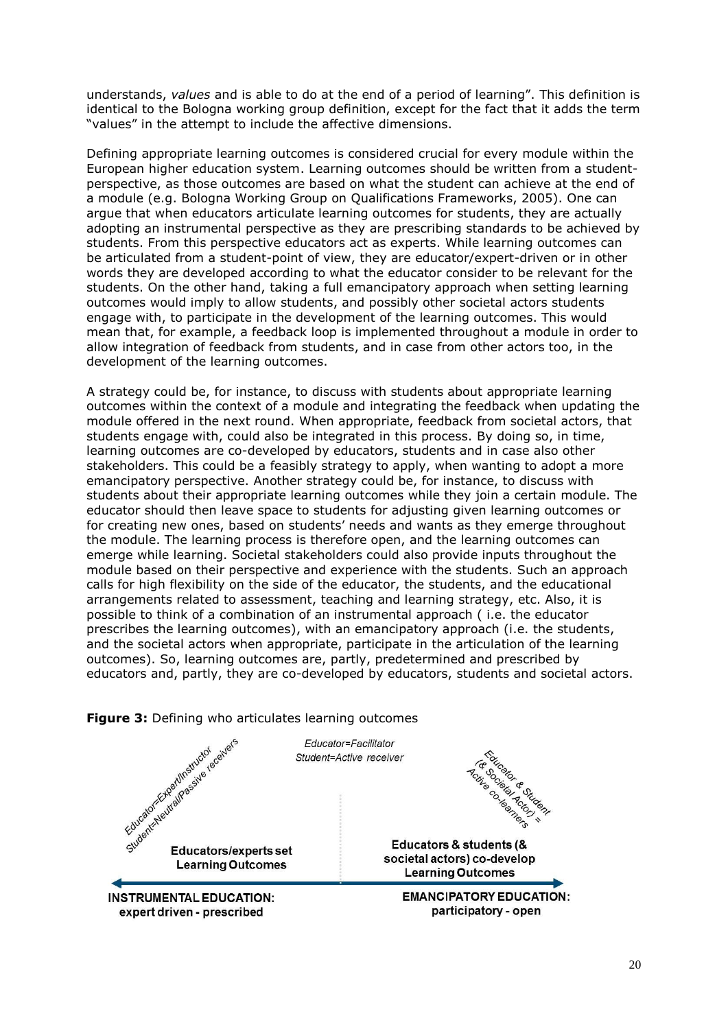understands, *values* and is able to do at the end of a period of learning". This definition is identical to the Bologna working group definition, except for the fact that it adds the term "values" in the attempt to include the affective dimensions.

Defining appropriate learning outcomes is considered crucial for every module within the European higher education system. Learning outcomes should be written from a student-perspective, as those outcomes are based on what the student can achieve at the end of a module (e.g. Bologna Working Group on Qualifications Frameworks, 2005). One can argue that when educators articulate learning outcomes for students, they are actually adopting an instrumental perspective as they are prescribing standards to be achieved by students. From this perspective educators act as experts. While learning outcomes can be articulated from a student-point of view, they are educator/expert-driven or in other words they are developed according to what the educator consider to be relevant for the students. On the other hand, taking a full emancipatory approach when setting learning outcomes would imply to allow students, and possibly other societal actors students engage with, to participate in the development of the learning outcomes. This would mean that, for example, a feedback loop is implemented throughout a module in order to allow integration of feedback from students, and in case from other actors too, in the development of the learning outcomes.

A strategy could be, for instance, to discuss with students about appropriate learning outcomes within the context of a module and integrating the feedback when updating the module offered in the next round. When appropriate, feedback from societal actors, that students engage with, could also be integrated in this process. By doing so, in time, learning outcomes are co-developed by educators, students and in case also other stakeholders. This could be a feasibly strategy to apply, when wanting to adopt a more emancipatory perspective. Another strategy could be, for instance, to discuss with students about their appropriate learning outcomes while they join a certain module. The educator should then leave space to students for adjusting given learning outcomes or for creating new ones, based on students' needs and wants as they emerge throughout the module. The learning process is therefore open, and the learning outcomes can emerge while learning. Societal stakeholders could also provide inputs throughout the module based on their perspective and experience with the students. Such an approach calls for high flexibility on the side of the educator, the students, and the educational arrangements related to assessment, teaching and learning strategy, etc. Also, it is possible to think of a combination of an instrumental approach ( i.e. the educator prescribes the learning outcomes), with an emancipatory approach (i.e. the students, and the societal actors when appropriate, participate in the articulation of the learning outcomes). So, learning outcomes are, partly, predetermined and prescribed by educators and, partly, they are co-developed by educators, students and societal actors.

**Figure 3:** Defining who articulates learning outcomes

Educator=Expert/Instructor
Student=Neutral/Passive receivers

Educator=Facilitator
Student=Active receiver

Educator & Student (& Societal Actor) = Active co-learners

**Educators/experts set Learning Outcomes**

**Educators & students (& societal actors) co-develop Learning Outcomes**

**INSTRUMENTAL EDUCATION: expert driven - prescribed**

**EMANCIPATORY EDUCATION: participatory - open**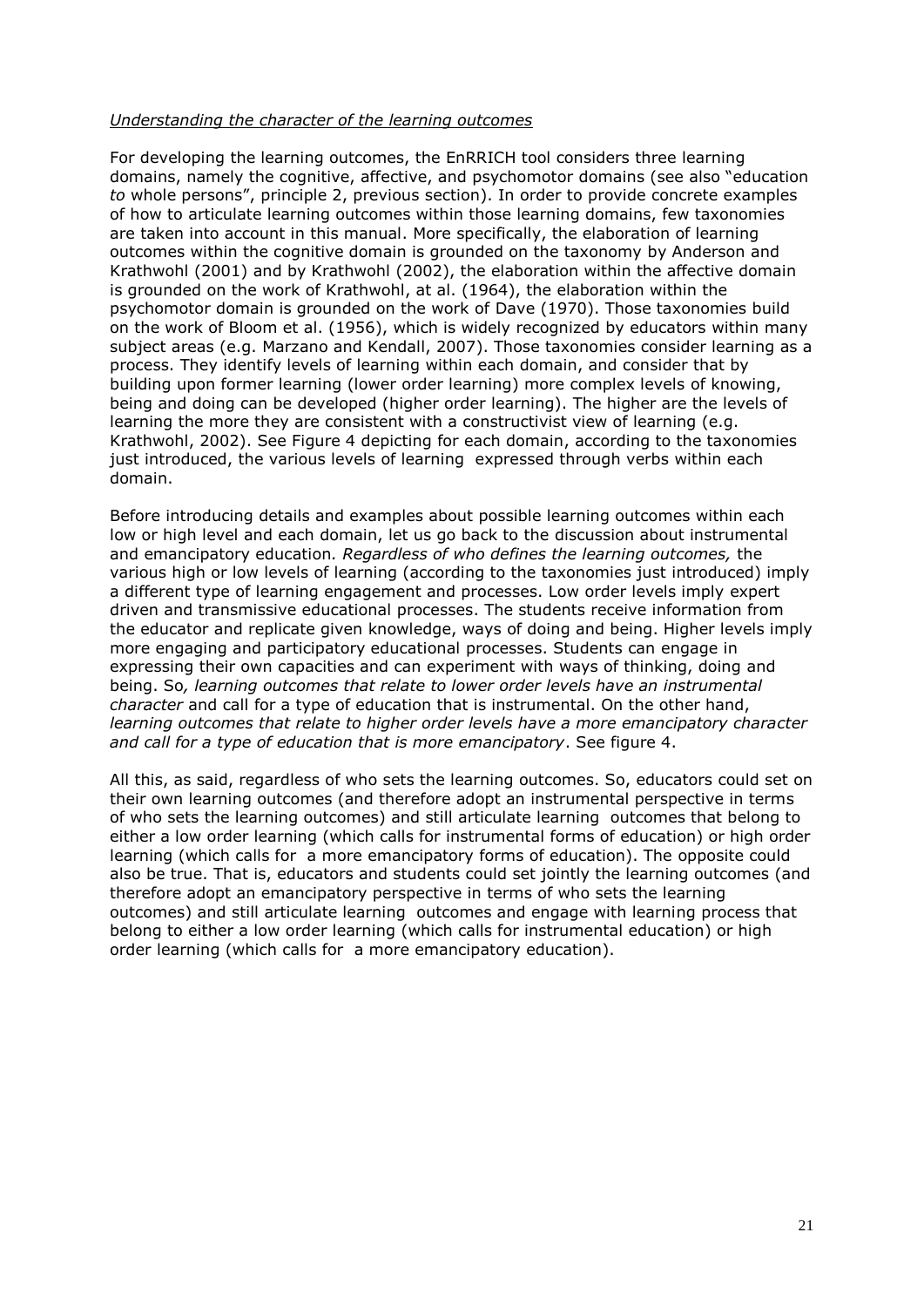*Understanding the character of the learning outcomes*

For developing the learning outcomes, the EnRRICH tool considers three learning domains, namely the cognitive, affective, and psychomotor domains (see also "education *to* whole persons", principle 2, previous section). In order to provide concrete examples of how to articulate learning outcomes within those learning domains, few taxonomies are taken into account in this manual. More specifically, the elaboration of learning outcomes within the cognitive domain is grounded on the taxonomy by Anderson and Krathwohl (2001) and by Krathwohl (2002), the elaboration within the affective domain is grounded on the work of Krathwohl, at al. (1964), the elaboration within the psychomotor domain is grounded on the work of Dave (1970). Those taxonomies build on the work of Bloom et al. (1956), which is widely recognized by educators within many subject areas (e.g. Marzano and Kendall, 2007). Those taxonomies consider learning as a process. They identify levels of learning within each domain, and consider that by building upon former learning (lower order learning) more complex levels of knowing, being and doing can be developed (higher order learning). The higher are the levels of learning the more they are consistent with a constructivist view of learning (e.g. Krathwohl, 2002). See Figure 4 depicting for each domain, according to the taxonomies just introduced, the various levels of learning expressed through verbs within each domain.

Before introducing details and examples about possible learning outcomes within each low or high level and each domain, let us go back to the discussion about instrumental and emancipatory education. *Regardless of who defines the learning outcomes,* the various high or low levels of learning (according to the taxonomies just introduced) imply a different type of learning engagement and processes. Low order levels imply expert driven and transmissive educational processes. The students receive information from the educator and replicate given knowledge, ways of doing and being. Higher levels imply more engaging and participatory educational processes. Students can engage in expressing their own capacities and can experiment with ways of thinking, doing and being. So*, learning outcomes that relate to lower order levels have an instrumental character* and call for a type of education that is instrumental. On the other hand, *learning outcomes that relate to higher order levels have a more emancipatory character and call for a type of education that is more emancipatory*. See figure 4.

All this, as said, regardless of who sets the learning outcomes. So, educators could set on their own learning outcomes (and therefore adopt an instrumental perspective in terms of who sets the learning outcomes) and still articulate learning outcomes that belong to either a low order learning (which calls for instrumental forms of education) or high order learning (which calls for a more emancipatory forms of education). The opposite could also be true. That is, educators and students could set jointly the learning outcomes (and therefore adopt an emancipatory perspective in terms of who sets the learning outcomes) and still articulate learning outcomes and engage with learning process that belong to either a low order learning (which calls for instrumental education) or high order learning (which calls for a more emancipatory education).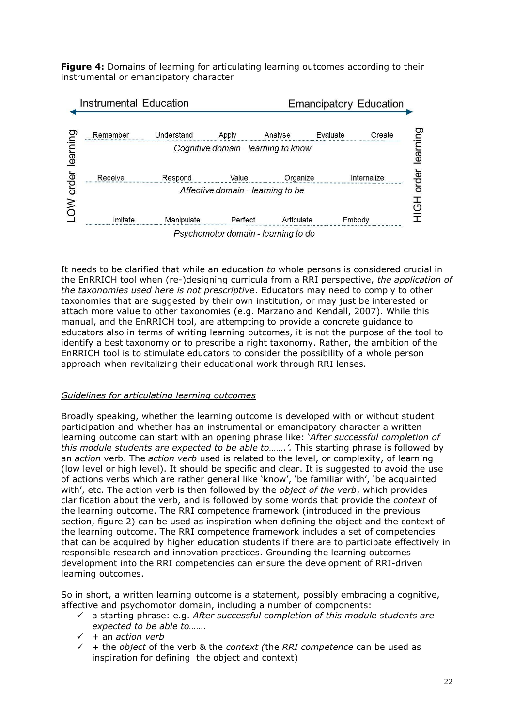**Figure 4:** Domains of learning for articulating learning outcomes according to their instrumental or emancipatory character

Instrumental Education ⟷ Emancipatory Education

LOW order learning → HIGH order learning

| Domain | | | | | | |
|---|---|---|---|---|---|---|
| *Cognitive domain - learning to know* | Remember | Understand | Apply | Analyse | Evaluate | Create |
| *Affective domain - learning to be* | Receive | Respond | Value | Organize | Internalize | |
| *Psychomotor domain - learning to do* | Imitate | Manipulate | Perfect | Articulate | Embody | |

It needs to be clarified that while an education *to* whole persons is considered crucial in the EnRRICH tool when (re-)designing curricula from a RRI perspective, *the application of the taxonomies used here is not prescriptive*. Educators may need to comply to other taxonomies that are suggested by their own institution, or may just be interested or attach more value to other taxonomies (e.g. Marzano and Kendall, 2007). While this manual, and the EnRRICH tool, are attempting to provide a concrete guidance to educators also in terms of writing learning outcomes, it is not the purpose of the tool to identify a best taxonomy or to prescribe a right taxonomy. Rather, the ambition of the EnRRICH tool is to stimulate educators to consider the possibility of a whole person approach when revitalizing their educational work through RRI lenses.

*Guidelines for articulating learning outcomes*

Broadly speaking, whether the learning outcome is developed with or without student participation and whether has an instrumental or emancipatory character a written learning outcome can start with an opening phrase like: *'After successful completion of this module students are expected to be able to…….'.* This starting phrase is followed by an *action* verb. The *action verb* used is related to the level, or complexity, of learning (low level or high level). It should be specific and clear. It is suggested to avoid the use of actions verbs which are rather general like 'know', 'be familiar with', 'be acquainted with', etc. The action verb is then followed by the *object of the verb*, which provides clarification about the verb, and is followed by some words that provide the *context* of the learning outcome. The RRI competence framework (introduced in the previous section, figure 2) can be used as inspiration when defining the object and the context of the learning outcome. The RRI competence framework includes a set of competencies that can be acquired by higher education students if there are to participate effectively in responsible research and innovation practices. Grounding the learning outcomes development into the RRI competencies can ensure the development of RRI-driven learning outcomes.

So in short, a written learning outcome is a statement, possibly embracing a cognitive, affective and psychomotor domain, including a number of components:

- ✓ a starting phrase: e.g. *After successful completion of this module students are expected to be able to…….*
- ✓ + an *action verb*
- ✓ + the *object* of the verb & the *context (*the *RRI competence* can be used as inspiration for defining the object and context)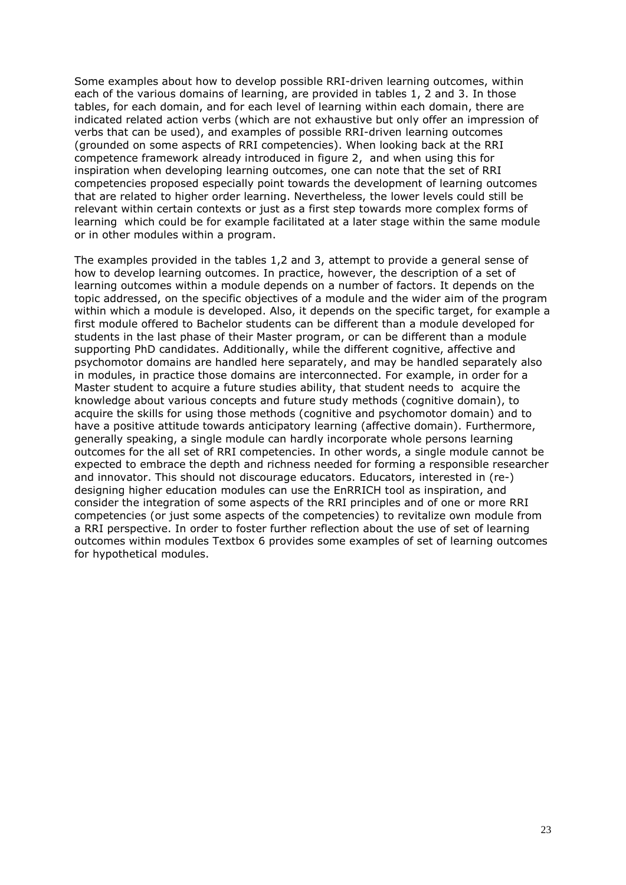Some examples about how to develop possible RRI-driven learning outcomes, within each of the various domains of learning, are provided in tables 1, 2 and 3. In those tables, for each domain, and for each level of learning within each domain, there are indicated related action verbs (which are not exhaustive but only offer an impression of verbs that can be used), and examples of possible RRI-driven learning outcomes (grounded on some aspects of RRI competencies). When looking back at the RRI competence framework already introduced in figure 2, and when using this for inspiration when developing learning outcomes, one can note that the set of RRI competencies proposed especially point towards the development of learning outcomes that are related to higher order learning. Nevertheless, the lower levels could still be relevant within certain contexts or just as a first step towards more complex forms of learning which could be for example facilitated at a later stage within the same module or in other modules within a program.

The examples provided in the tables 1,2 and 3, attempt to provide a general sense of how to develop learning outcomes. In practice, however, the description of a set of learning outcomes within a module depends on a number of factors. It depends on the topic addressed, on the specific objectives of a module and the wider aim of the program within which a module is developed. Also, it depends on the specific target, for example a first module offered to Bachelor students can be different than a module developed for students in the last phase of their Master program, or can be different than a module supporting PhD candidates. Additionally, while the different cognitive, affective and psychomotor domains are handled here separately, and may be handled separately also in modules, in practice those domains are interconnected. For example, in order for a Master student to acquire a future studies ability, that student needs to acquire the knowledge about various concepts and future study methods (cognitive domain), to acquire the skills for using those methods (cognitive and psychomotor domain) and to have a positive attitude towards anticipatory learning (affective domain). Furthermore, generally speaking, a single module can hardly incorporate whole persons learning outcomes for the all set of RRI competencies. In other words, a single module cannot be expected to embrace the depth and richness needed for forming a responsible researcher and innovator. This should not discourage educators. Educators, interested in (re-) designing higher education modules can use the EnRRICH tool as inspiration, and consider the integration of some aspects of the RRI principles and of one or more RRI competencies (or just some aspects of the competencies) to revitalize own module from a RRI perspective. In order to foster further reflection about the use of set of learning outcomes within modules Textbox 6 provides some examples of set of learning outcomes for hypothetical modules.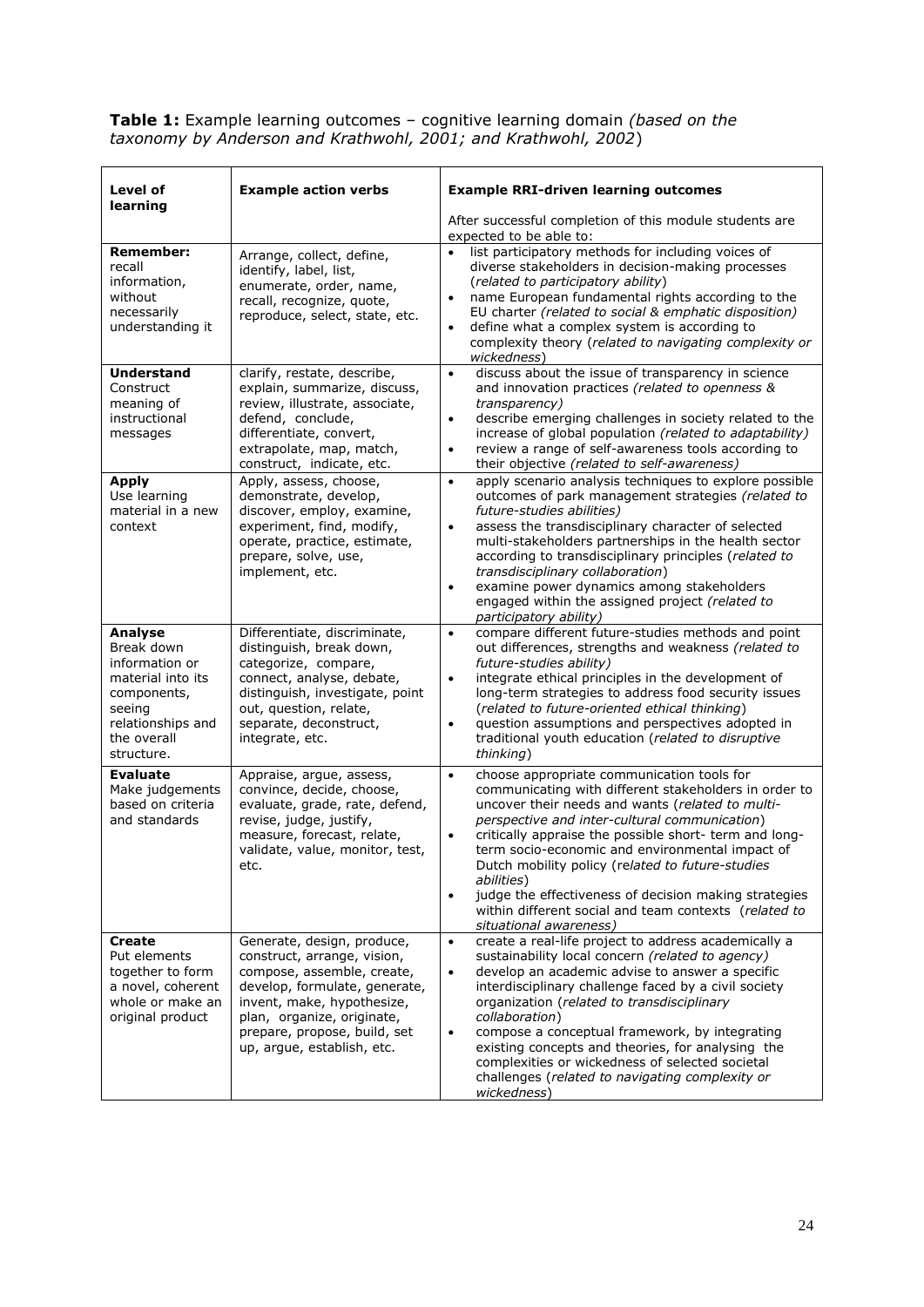**Table 1:** Example learning outcomes – cognitive learning domain *(based on the taxonomy by Anderson and Krathwohl, 2001; and Krathwohl, 2002*)

| **Level of learning** | **Example action verbs** | **Example RRI-driven learning outcomes**<br><br>After successful completion of this module students are expected to be able to: |
|---|---|---|
| **Remember:** recall information, without necessarily understanding it | Arrange, collect, define, identify, label, list, enumerate, order, name, recall, recognize, quote, reproduce, select, state, etc. | • list participatory methods for including voices of diverse stakeholders in decision-making processes (*related to participatory ability*)<br>• name European fundamental rights according to the EU charter *(related to social & emphatic disposition)*<br>• define what a complex system is according to complexity theory (*related to navigating complexity or wickedness*) |
| **Understand** Construct meaning of instructional messages | clarify, restate, describe, explain, summarize, discuss, review, illustrate, associate, defend, conclude, differentiate, convert, extrapolate, map, match, construct, indicate, etc. | • discuss about the issue of transparency in science and innovation practices *(related to openness & transparency)*<br>• describe emerging challenges in society related to the increase of global population *(related to adaptability)*<br>• review a range of self-awareness tools according to their objective *(related to self-awareness)* |
| **Apply** Use learning material in a new context | Apply, assess, choose, demonstrate, develop, discover, employ, examine, experiment, find, modify, operate, practice, estimate, prepare, solve, use, implement, etc. | • apply scenario analysis techniques to explore possible outcomes of park management strategies *(related to future-studies abilities)*<br>• assess the transdisciplinary character of selected multi-stakeholders partnerships in the health sector according to transdisciplinary principles (*related to transdisciplinary collaboration*)<br>• examine power dynamics among stakeholders engaged within the assigned project *(related to participatory ability)* |
| **Analyse** Break down information or material into its components, seeing relationships and the overall structure. | Differentiate, discriminate, distinguish, break down, categorize, compare, connect, analyse, debate, distinguish, investigate, point out, question, relate, separate, deconstruct, integrate, etc. | • compare different future-studies methods and point out differences, strengths and weakness *(related to future-studies ability)*<br>• integrate ethical principles in the development of long-term strategies to address food security issues (*related to future-oriented ethical thinking*)<br>• question assumptions and perspectives adopted in traditional youth education (*related to disruptive thinking*) |
| **Evaluate** Make judgements based on criteria and standards | Appraise, argue, assess, convince, decide, choose, evaluate, grade, rate, defend, revise, judge, justify, measure, forecast, relate, validate, value, monitor, test, etc. | • choose appropriate communication tools for communicating with different stakeholders in order to uncover their needs and wants (*related to multi-perspective and inter-cultural communication*)<br>• critically appraise the possible short- term and long-term socio-economic and environmental impact of Dutch mobility policy (*related to future-studies abilities*)<br>• judge the effectiveness of decision making strategies within different social and team contexts (*related to situational awareness)* |
| **Create** Put elements together to form a novel, coherent whole or make an original product | Generate, design, produce, construct, arrange, vision, compose, assemble, create, develop, formulate, generate, invent, make, hypothesize, plan, organize, originate, prepare, propose, build, set up, argue, establish, etc. | • create a real-life project to address academically a sustainability local concern *(related to agency)*<br>• develop an academic advise to answer a specific interdisciplinary challenge faced by a civil society organization (*related to transdisciplinary collaboration*)<br>• compose a conceptual framework, by integrating existing concepts and theories, for analysing the complexities or wickedness of selected societal challenges (*related to navigating complexity or wickedness*) |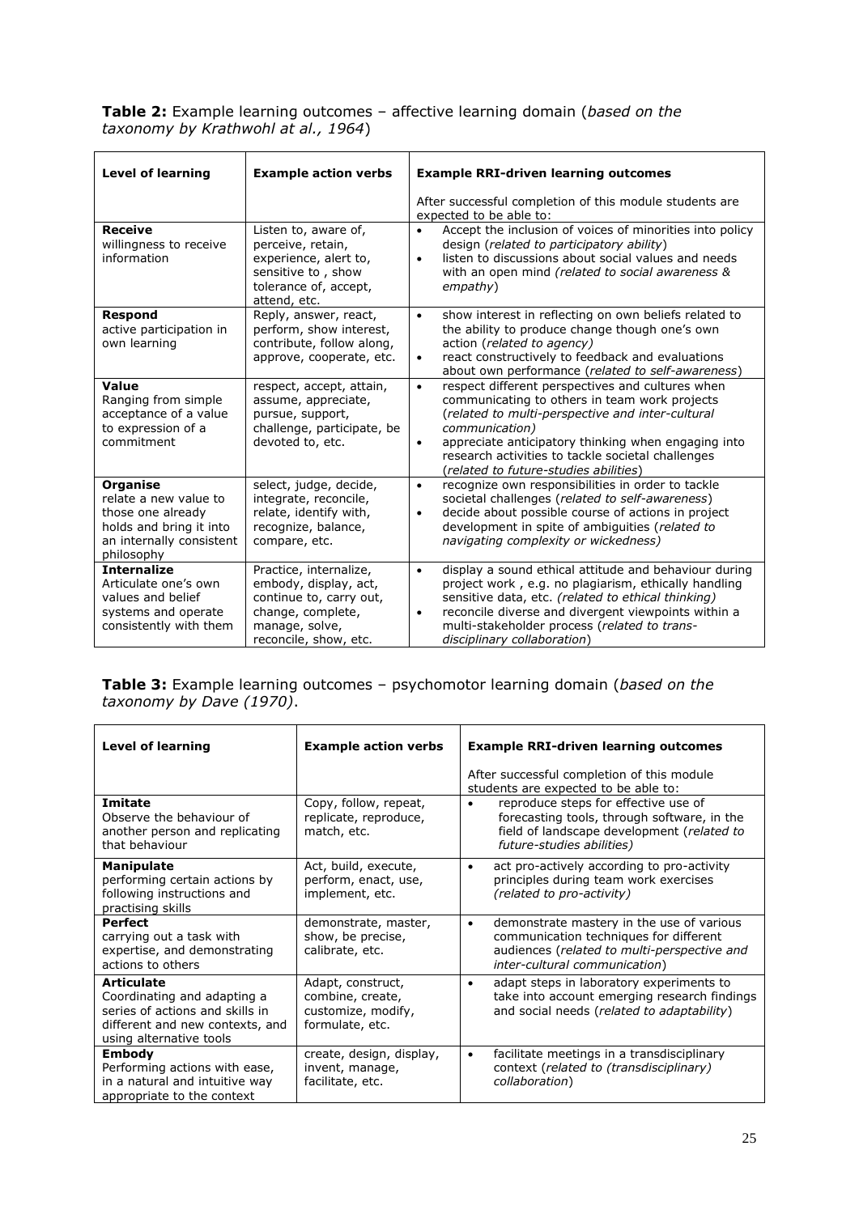**Table 2:** Example learning outcomes – affective learning domain (*based on the taxonomy by Krathwohl at al., 1964*)

| Level of learning | Example action verbs | Example RRI-driven learning outcomes<br><br>After successful completion of this module students are expected to be able to: |
|---|---|---|
| **Receive**<br>willingness to receive information | Listen to, aware of, perceive, retain, experience, alert to, sensitive to , show tolerance of, accept, attend, etc. | • Accept the inclusion of voices of minorities into policy design (*related to participatory ability*)<br>• listen to discussions about social values and needs with an open mind *(related to social awareness & empathy*) |
| **Respond**<br>active participation in own learning | Reply, answer, react, perform, show interest, contribute, follow along, approve, cooperate, etc. | • show interest in reflecting on own beliefs related to the ability to produce change though one's own action (*related to agency)*<br>• react constructively to feedback and evaluations about own performance (*related to self-awareness*) |
| **Value**<br>Ranging from simple acceptance of a value to expression of a commitment | respect, accept, attain, assume, appreciate, pursue, support, challenge, participate, be devoted to, etc. | • respect different perspectives and cultures when communicating to others in team work projects (*related to multi-perspective and inter-cultural communication)*<br>• appreciate anticipatory thinking when engaging into research activities to tackle societal challenges (*related to future-studies abilities*) |
| **Organise**<br>relate a new value to those one already holds and bring it into an internally consistent philosophy | select, judge, decide, integrate, reconcile, relate, identify with, recognize, balance, compare, etc. | • recognize own responsibilities in order to tackle societal challenges (*related to self-awareness*)<br>• decide about possible course of actions in project development in spite of ambiguities (*related to navigating complexity or wickedness)* |
| **Internalize**<br>Articulate one's own values and belief systems and operate consistently with them | Practice, internalize, embody, display, act, continue to, carry out, change, complete, manage, solve, reconcile, show, etc. | • display a sound ethical attitude and behaviour during project work , e.g. no plagiarism, ethically handling sensitive data, etc. *(related to ethical thinking)*<br>• reconcile diverse and divergent viewpoints within a multi-stakeholder process (*related to trans-disciplinary collaboration*) |

**Table 3:** Example learning outcomes – psychomotor learning domain (*based on the taxonomy by Dave (1970)*.

| Level of learning | Example action verbs | Example RRI-driven learning outcomes<br><br>After successful completion of this module students are expected to be able to: |
|---|---|---|
| **Imitate**<br>Observe the behaviour of another person and replicating that behaviour | Copy, follow, repeat, replicate, reproduce, match, etc. | • reproduce steps for effective use of forecasting tools, through software, in the field of landscape development (*related to future-studies abilities)* |
| **Manipulate**<br>performing certain actions by following instructions and practising skills | Act, build, execute, perform, enact, use, implement, etc. | • act pro-actively according to pro-activity principles during team work exercises *(related to pro-activity)* |
| **Perfect**<br>carrying out a task with expertise, and demonstrating actions to others | demonstrate, master, show, be precise, calibrate, etc. | • demonstrate mastery in the use of various communication techniques for different audiences (*related to multi-perspective and inter-cultural communication*) |
| **Articulate**<br>Coordinating and adapting a series of actions and skills in different and new contexts, and using alternative tools | Adapt, construct, combine, create, customize, modify, formulate, etc. | • adapt steps in laboratory experiments to take into account emerging research findings and social needs (*related to adaptability*) |
| **Embody**<br>Performing actions with ease, in a natural and intuitive way appropriate to the context | create, design, display, invent, manage, facilitate, etc. | • facilitate meetings in a transdisciplinary context (*related to (transdisciplinary) collaboration*) |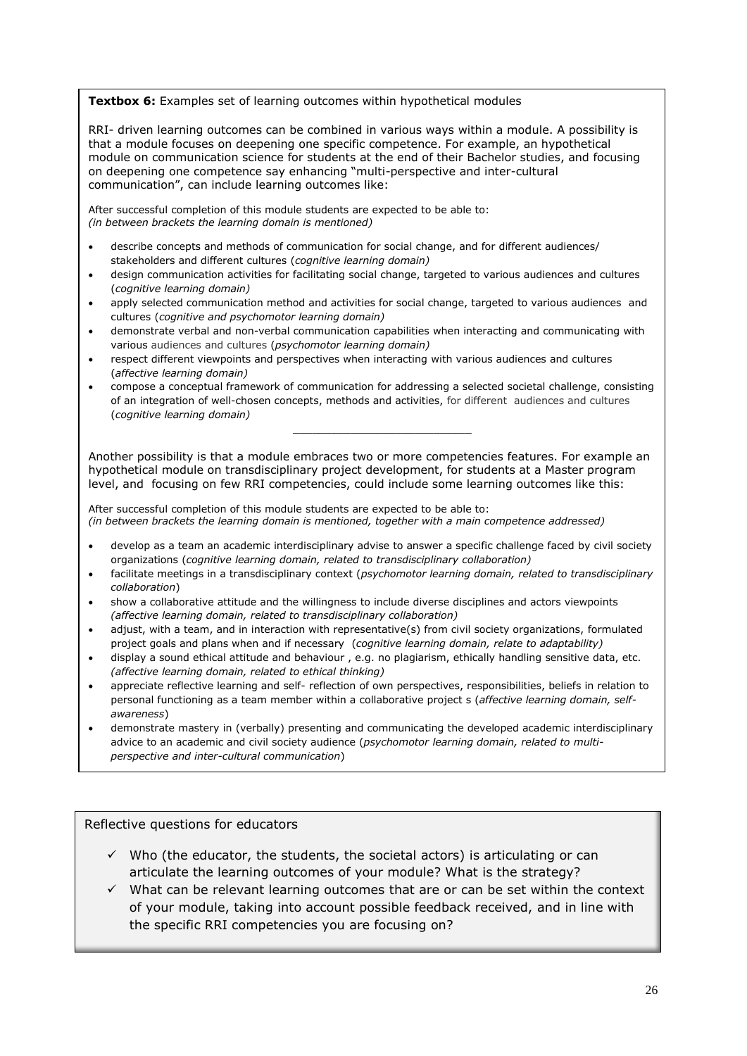**Textbox 6:** Examples set of learning outcomes within hypothetical modules

RRI- driven learning outcomes can be combined in various ways within a module. A possibility is that a module focuses on deepening one specific competence. For example, an hypothetical module on communication science for students at the end of their Bachelor studies, and focusing on deepening one competence say enhancing "multi-perspective and inter-cultural communication", can include learning outcomes like:

After successful completion of this module students are expected to be able to:
*(in between brackets the learning domain is mentioned)*

- describe concepts and methods of communication for social change, and for different audiences/ stakeholders and different cultures (*cognitive learning domain)*
- design communication activities for facilitating social change, targeted to various audiences and cultures (*cognitive learning domain)*
- apply selected communication method and activities for social change, targeted to various audiences and cultures (*cognitive and psychomotor learning domain)*
- demonstrate verbal and non-verbal communication capabilities when interacting and communicating with various audiences and cultures (*psychomotor learning domain)*
- respect different viewpoints and perspectives when interacting with various audiences and cultures (*affective learning domain)*
- compose a conceptual framework of communication for addressing a selected societal challenge, consisting of an integration of well-chosen concepts, methods and activities, for different audiences and cultures (*cognitive learning domain)*

---

Another possibility is that a module embraces two or more competencies features. For example an hypothetical module on transdisciplinary project development, for students at a Master program level, and focusing on few RRI competencies, could include some learning outcomes like this:

After successful completion of this module students are expected to be able to:
*(in between brackets the learning domain is mentioned, together with a main competence addressed)*

- develop as a team an academic interdisciplinary advise to answer a specific challenge faced by civil society organizations (*cognitive learning domain, related to transdisciplinary collaboration)*
- facilitate meetings in a transdisciplinary context (*psychomotor learning domain, related to transdisciplinary collaboration*)
- show a collaborative attitude and the willingness to include diverse disciplines and actors viewpoints *(affective learning domain, related to transdisciplinary collaboration)*
- adjust, with a team, and in interaction with representative(s) from civil society organizations, formulated project goals and plans when and if necessary (*cognitive learning domain, relate to adaptability)*
- display a sound ethical attitude and behaviour , e.g. no plagiarism, ethically handling sensitive data, etc. *(affective learning domain, related to ethical thinking)*
- appreciate reflective learning and self- reflection of own perspectives, responsibilities, beliefs in relation to personal functioning as a team member within a collaborative project s (*affective learning domain, self-awareness*)
- demonstrate mastery in (verbally) presenting and communicating the developed academic interdisciplinary advice to an academic and civil society audience (*psychomotor learning domain, related to multi-perspective and inter-cultural communication*)

Reflective questions for educators

- ✓ Who (the educator, the students, the societal actors) is articulating or can articulate the learning outcomes of your module? What is the strategy?
- ✓ What can be relevant learning outcomes that are or can be set within the context of your module, taking into account possible feedback received, and in line with the specific RRI competencies you are focusing on?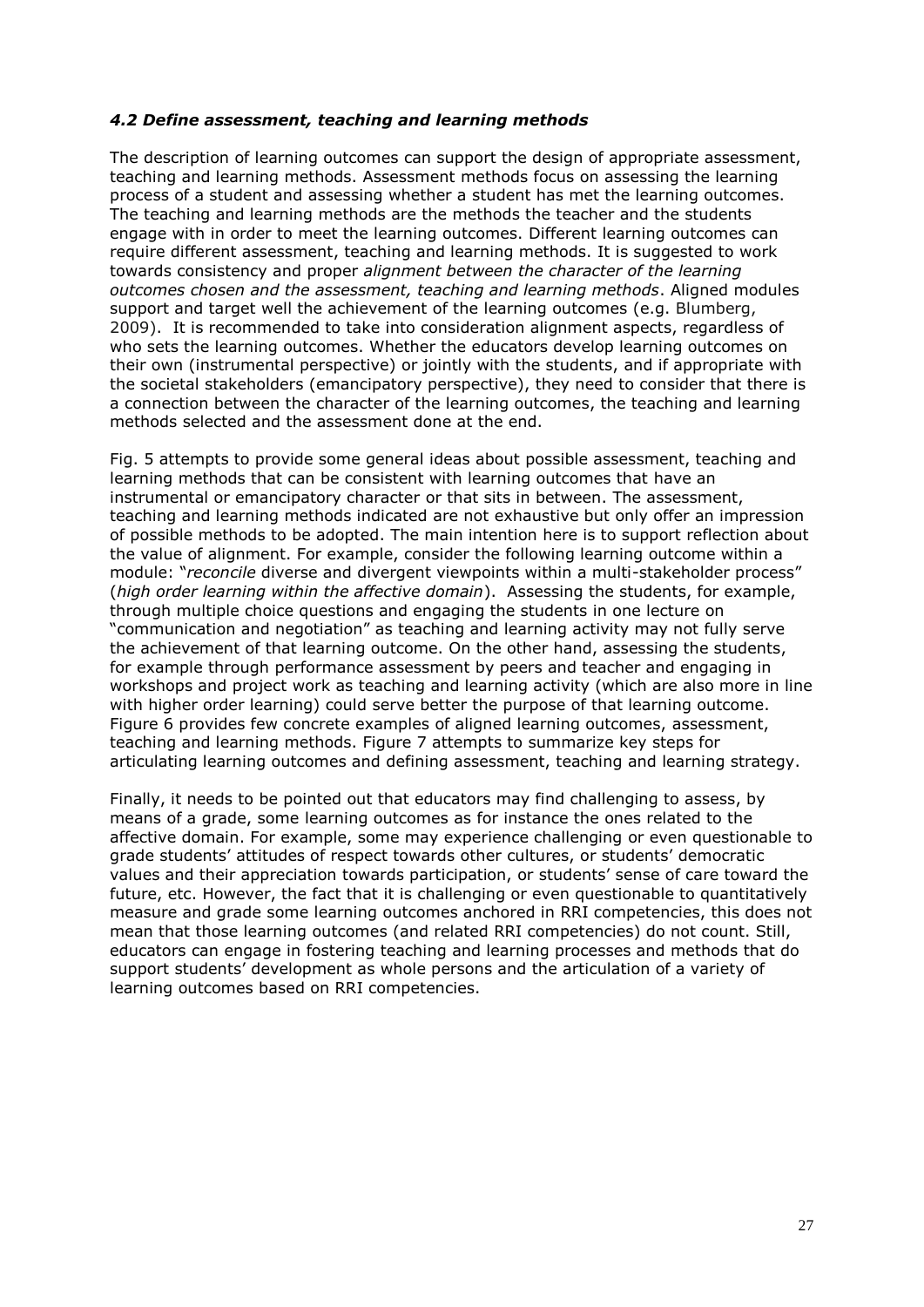### *4.2 Define assessment, teaching and learning methods*

The description of learning outcomes can support the design of appropriate assessment, teaching and learning methods. Assessment methods focus on assessing the learning process of a student and assessing whether a student has met the learning outcomes. The teaching and learning methods are the methods the teacher and the students engage with in order to meet the learning outcomes. Different learning outcomes can require different assessment, teaching and learning methods. It is suggested to work towards consistency and proper *alignment between the character of the learning outcomes chosen and the assessment, teaching and learning methods*. Aligned modules support and target well the achievement of the learning outcomes (e.g. Blumberg, 2009). It is recommended to take into consideration alignment aspects, regardless of who sets the learning outcomes. Whether the educators develop learning outcomes on their own (instrumental perspective) or jointly with the students, and if appropriate with the societal stakeholders (emancipatory perspective), they need to consider that there is a connection between the character of the learning outcomes, the teaching and learning methods selected and the assessment done at the end.

Fig. 5 attempts to provide some general ideas about possible assessment, teaching and learning methods that can be consistent with learning outcomes that have an instrumental or emancipatory character or that sits in between. The assessment, teaching and learning methods indicated are not exhaustive but only offer an impression of possible methods to be adopted. The main intention here is to support reflection about the value of alignment. For example, consider the following learning outcome within a module: "*reconcile* diverse and divergent viewpoints within a multi-stakeholder process" (*high order learning within the affective domain*). Assessing the students, for example, through multiple choice questions and engaging the students in one lecture on "communication and negotiation" as teaching and learning activity may not fully serve the achievement of that learning outcome. On the other hand, assessing the students, for example through performance assessment by peers and teacher and engaging in workshops and project work as teaching and learning activity (which are also more in line with higher order learning) could serve better the purpose of that learning outcome. Figure 6 provides few concrete examples of aligned learning outcomes, assessment, teaching and learning methods. Figure 7 attempts to summarize key steps for articulating learning outcomes and defining assessment, teaching and learning strategy.

Finally, it needs to be pointed out that educators may find challenging to assess, by means of a grade, some learning outcomes as for instance the ones related to the affective domain. For example, some may experience challenging or even questionable to grade students' attitudes of respect towards other cultures, or students' democratic values and their appreciation towards participation, or students' sense of care toward the future, etc. However, the fact that it is challenging or even questionable to quantitatively measure and grade some learning outcomes anchored in RRI competencies, this does not mean that those learning outcomes (and related RRI competencies) do not count. Still, educators can engage in fostering teaching and learning processes and methods that do support students' development as whole persons and the articulation of a variety of learning outcomes based on RRI competencies.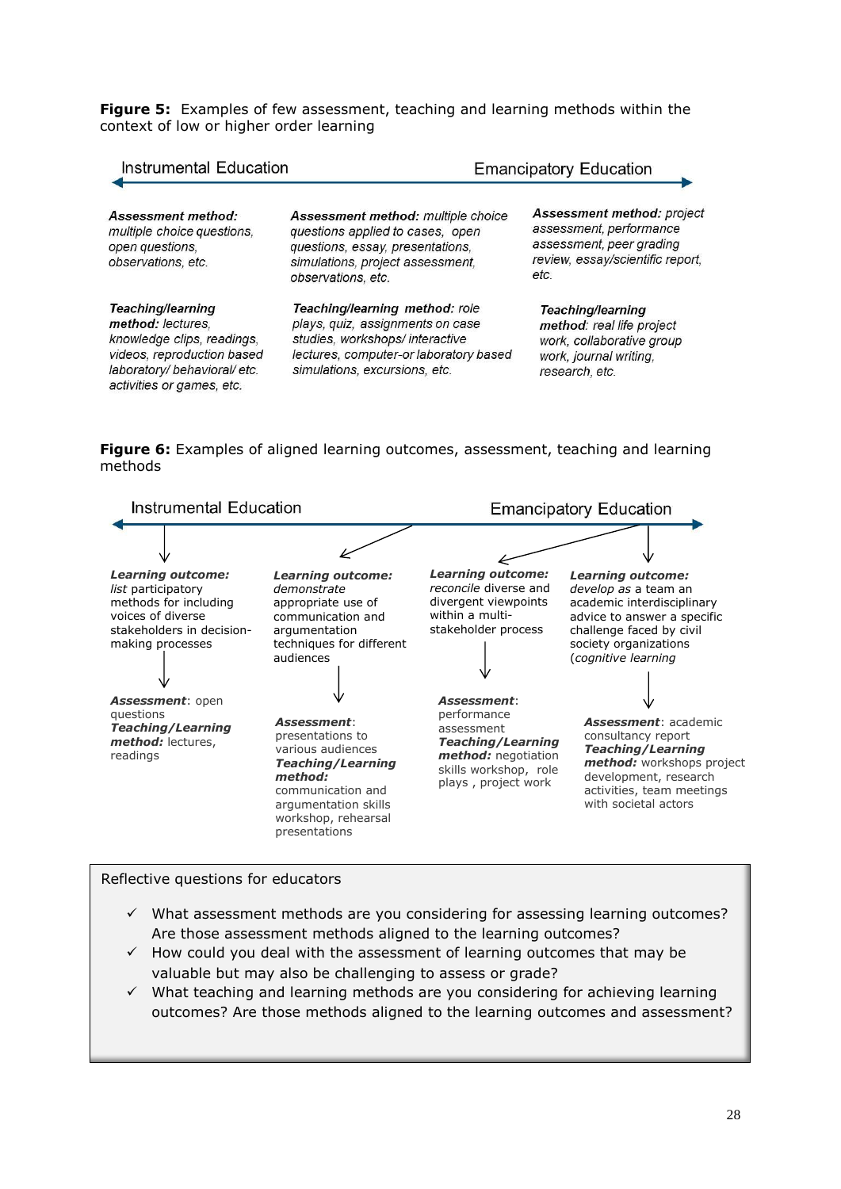**Figure 5:** Examples of few assessment, teaching and learning methods within the context of low or higher order learning

Instrumental Education ←→ Emancipatory Education

| | | |
|---|---|---|
| ***Assessment method:*** *multiple choice questions, open questions, observations, etc.* | ***Assessment method:*** *multiple choice questions applied to cases, open questions, essay, presentations, simulations, project assessment, observations, etc.* | ***Assessment method:*** *project assessment, performance assessment, peer grading review, essay/scientific report, etc.* |
| ***Teaching/learning method:*** *lectures, knowledge clips, readings, videos, reproduction based laboratory/ behavioral/ etc. activities or games, etc.* | ***Teaching/learning method:*** *role plays, quiz, assignments on case studies, workshops/ interactive lectures, computer-or laboratory based simulations, excursions, etc.* | ***Teaching/learning method****: real life project work, collaborative group work, journal writing, research, etc.* |

**Figure 6:** Examples of aligned learning outcomes, assessment, teaching and learning methods

Instrumental Education ←→ Emancipatory Education

| | | | |
|---|---|---|---|
| ***Learning outcome:*** *list* participatory methods for including voices of diverse stakeholders in decision-making processes | ***Learning outcome:*** *demonstrate* appropriate use of communication and argumentation techniques for different audiences | ***Learning outcome:*** *reconcile* diverse and divergent viewpoints within a multi-stakeholder process | ***Learning outcome:*** *develop as* a team an academic interdisciplinary advice to answer a specific challenge faced by civil society organizations (*cognitive learning* |
| ***Assessment***: open questions<br>***Teaching/Learning method:*** lectures, readings | ***Assessment***: presentations to various audiences<br>***Teaching/Learning method:*** communication and argumentation skills workshop, rehearsal presentations | ***Assessment***: performance assessment<br>***Teaching/Learning method:*** negotiation skills workshop, role plays , project work | ***Assessment***: academic consultancy report<br>***Teaching/Learning method:*** workshops project development, research activities, team meetings with societal actors |

> Reflective questions for educators
>
> - ✓ What assessment methods are you considering for assessing learning outcomes? Are those assessment methods aligned to the learning outcomes?
> - ✓ How could you deal with the assessment of learning outcomes that may be valuable but may also be challenging to assess or grade?
> - ✓ What teaching and learning methods are you considering for achieving learning outcomes? Are those methods aligned to the learning outcomes and assessment?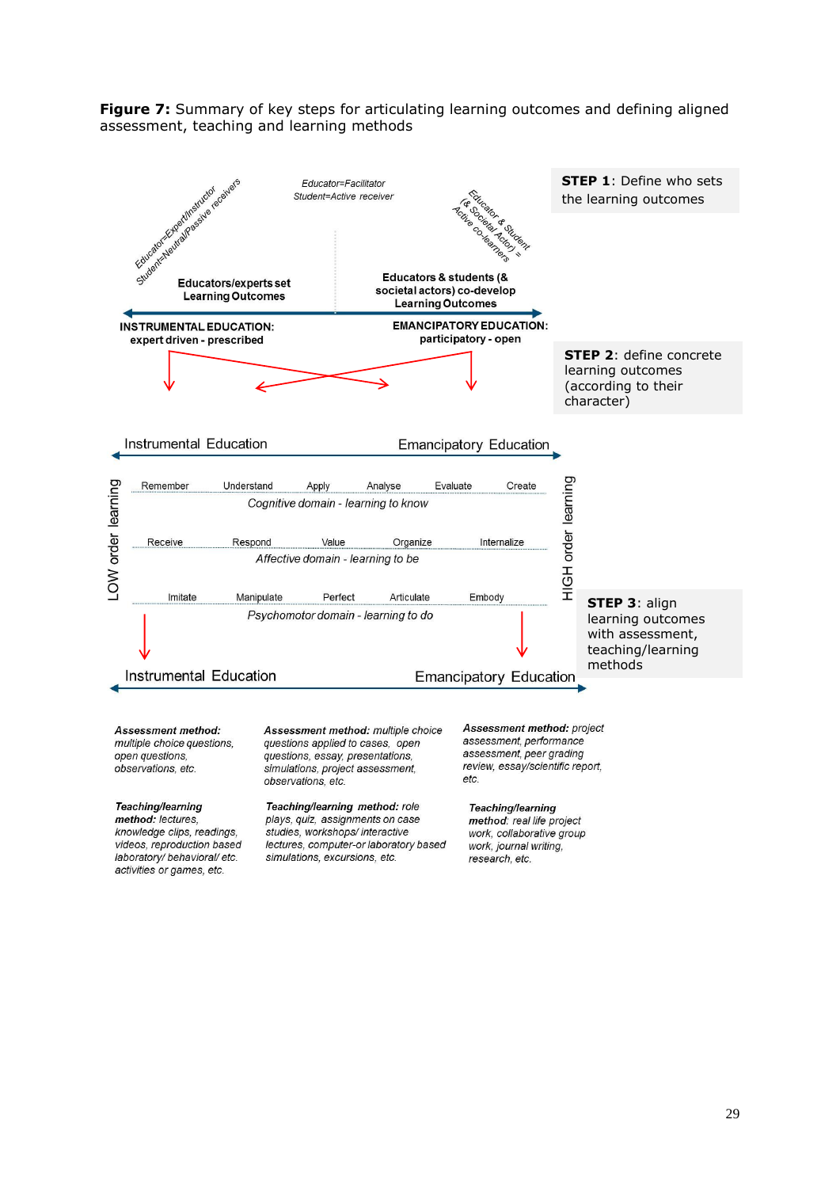**Figure 7:** Summary of key steps for articulating learning outcomes and defining aligned assessment, teaching and learning methods

**STEP 1**: Define who sets the learning outcomes

*Educator=Expert/Instructor Student=Neutral/Passive receivers*

*Educator=Facilitator Student=Active receiver*

*Educator & Student (& Societal Actor) = Active co-learners*

**Educators/experts set Learning Outcomes**

**Educators & students (& societal actors) co-develop Learning Outcomes**

**INSTRUMENTAL EDUCATION: expert driven - prescribed**

**EMANCIPATORY EDUCATION: participatory - open**

**STEP 2**: define concrete learning outcomes (according to their character)

Instrumental Education — Emancipatory Education

LOW order learning — HIGH order learning

Remember — Understand — Apply — Analyse — Evaluate — Create

*Cognitive domain - learning to know*

Receive — Respond — Value — Organize — Internalize

*Affective domain - learning to be*

Imitate — Manipulate — Perfect — Articulate — Embody

*Psychomotor domain - learning to do*

**STEP 3**: align learning outcomes with assessment, teaching/learning methods

Instrumental Education — Emancipatory Education

| | | |
|---|---|---|
| ***Assessment method:*** *multiple choice questions, open questions, observations, etc.* | ***Assessment method:*** *multiple choice questions applied to cases, open questions, essay, presentations, simulations, project assessment, observations, etc.* | ***Assessment method:*** *project assessment, performance assessment, peer grading review, essay/scientific report, etc.* |
| ***Teaching/learning method:*** *lectures, knowledge clips, readings, videos, reproduction based laboratory/ behavioral/ etc. activities or games, etc.* | ***Teaching/learning method:*** *role plays, quiz, assignments on case studies, workshops/ interactive lectures, computer-or laboratory based simulations, excursions, etc.* | ***Teaching/learning method:*** *real life project work, collaborative group work, journal writing, research, etc.* |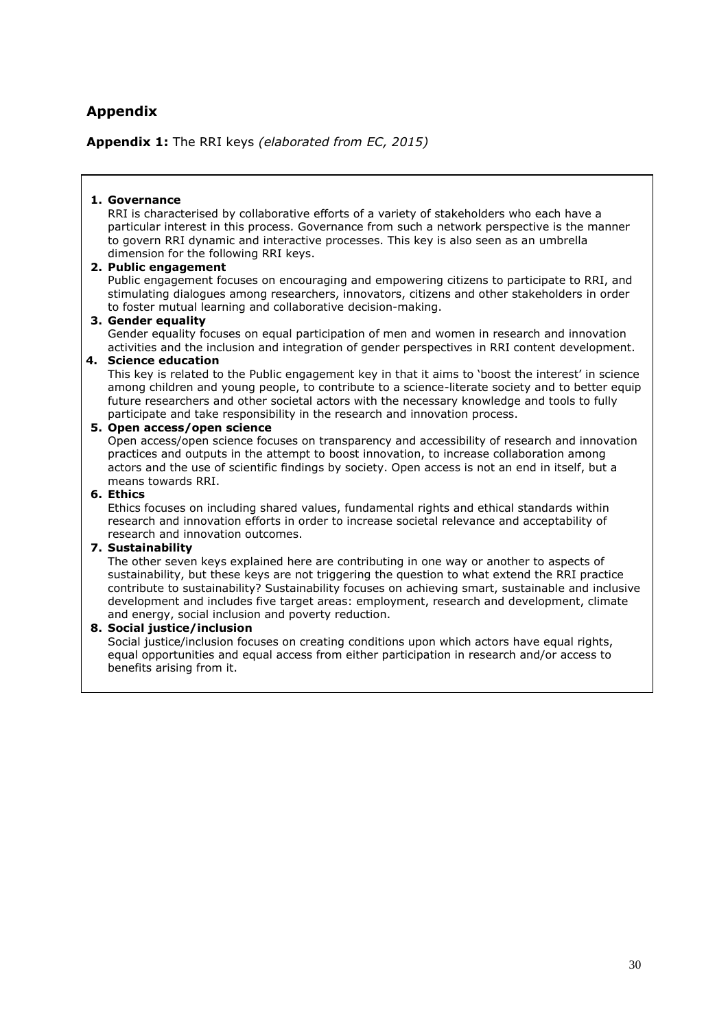## Appendix

**Appendix 1:** The RRI keys *(elaborated from EC, 2015)*

1. **Governance**
   RRI is characterised by collaborative efforts of a variety of stakeholders who each have a particular interest in this process. Governance from such a network perspective is the manner to govern RRI dynamic and interactive processes. This key is also seen as an umbrella dimension for the following RRI keys.
2. **Public engagement**
   Public engagement focuses on encouraging and empowering citizens to participate to RRI, and stimulating dialogues among researchers, innovators, citizens and other stakeholders in order to foster mutual learning and collaborative decision-making.
3. **Gender equality**
   Gender equality focuses on equal participation of men and women in research and innovation activities and the inclusion and integration of gender perspectives in RRI content development.
4. **Science education**
   This key is related to the Public engagement key in that it aims to 'boost the interest' in science among children and young people, to contribute to a science-literate society and to better equip future researchers and other societal actors with the necessary knowledge and tools to fully participate and take responsibility in the research and innovation process.
5. **Open access/open science**
   Open access/open science focuses on transparency and accessibility of research and innovation practices and outputs in the attempt to boost innovation, to increase collaboration among actors and the use of scientific findings by society. Open access is not an end in itself, but a means towards RRI.
6. **Ethics**
   Ethics focuses on including shared values, fundamental rights and ethical standards within research and innovation efforts in order to increase societal relevance and acceptability of research and innovation outcomes.
7. **Sustainability**
   The other seven keys explained here are contributing in one way or another to aspects of sustainability, but these keys are not triggering the question to what extend the RRI practice contribute to sustainability? Sustainability focuses on achieving smart, sustainable and inclusive development and includes five target areas: employment, research and development, climate and energy, social inclusion and poverty reduction.
8. **Social justice/inclusion**
   Social justice/inclusion focuses on creating conditions upon which actors have equal rights, equal opportunities and equal access from either participation in research and/or access to benefits arising from it.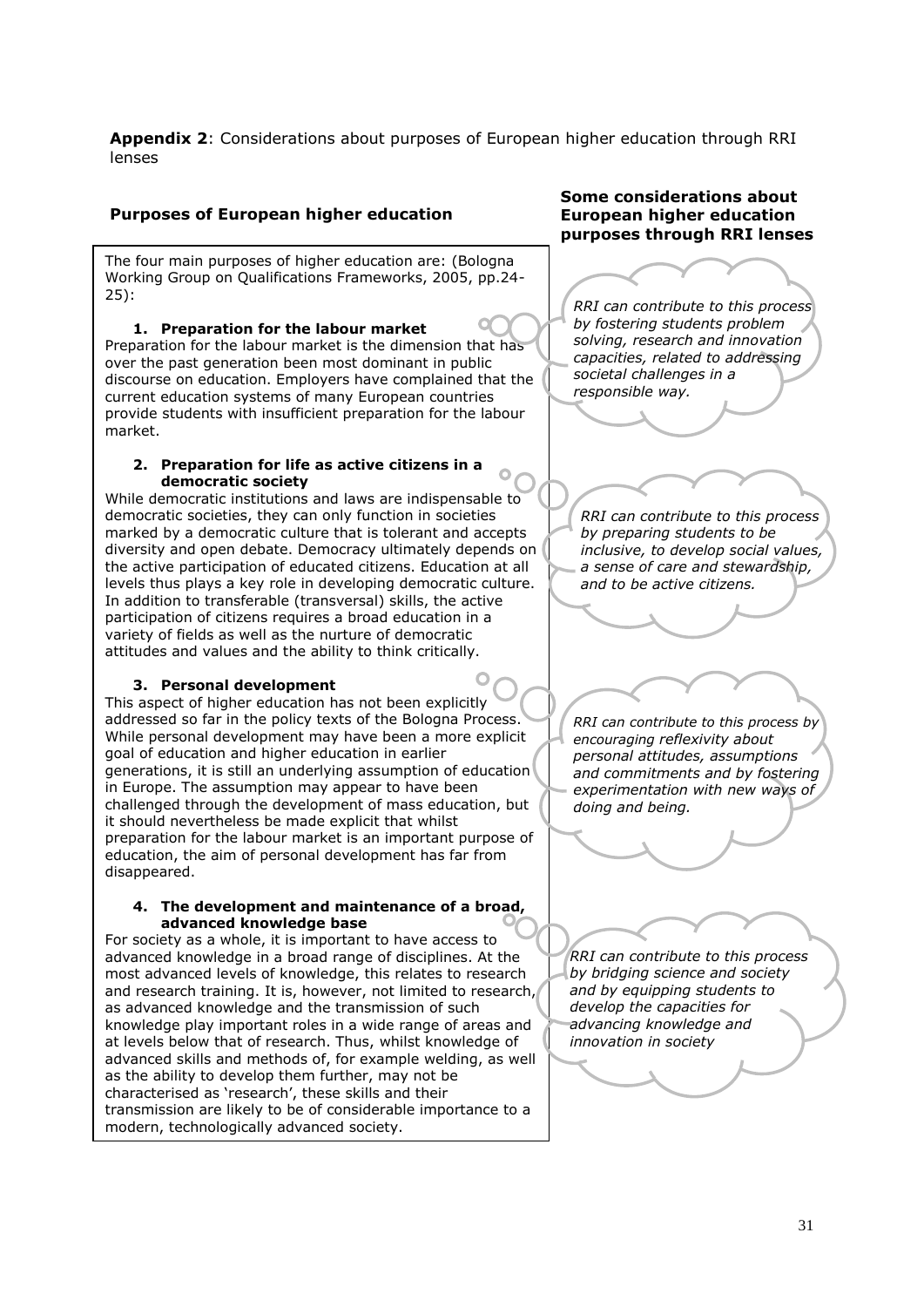**Appendix 2**: Considerations about purposes of European higher education through RRI lenses

| Purposes of European higher education | Some considerations about European higher education purposes through RRI lenses |
|---|---|
| The four main purposes of higher education are: (Bologna Working Group on Qualifications Frameworks, 2005, pp.24-25): | |
| **1. Preparation for the labour market**<br>Preparation for the labour market is the dimension that has over the past generation been most dominant in public discourse on education. Employers have complained that the current education systems of many European countries provide students with insufficient preparation for the labour market. | *RRI can contribute to this process by fostering students problem solving, research and innovation capacities, related to addressing societal challenges in a responsible way.* |
| **2. Preparation for life as active citizens in a democratic society**<br>While democratic institutions and laws are indispensable to democratic societies, they can only function in societies marked by a democratic culture that is tolerant and accepts diversity and open debate. Democracy ultimately depends on the active participation of educated citizens. Education at all levels thus plays a key role in developing democratic culture. In addition to transferable (transversal) skills, the active participation of citizens requires a broad education in a variety of fields as well as the nurture of democratic attitudes and values and the ability to think critically. | *RRI can contribute to this process by preparing students to be inclusive, to develop social values, a sense of care and stewardship, and to be active citizens.* |
| **3. Personal development**<br>This aspect of higher education has not been explicitly addressed so far in the policy texts of the Bologna Process. While personal development may have been a more explicit goal of education and higher education in earlier generations, it is still an underlying assumption of education in Europe. The assumption may appear to have been challenged through the development of mass education, but it should nevertheless be made explicit that whilst preparation for the labour market is an important purpose of education, the aim of personal development has far from disappeared. | *RRI can contribute to this process by encouraging reflexivity about personal attitudes, assumptions and commitments and by fostering experimentation with new ways of doing and being.* |
| **4. The development and maintenance of a broad, advanced knowledge base**<br>For society as a whole, it is important to have access to advanced knowledge in a broad range of disciplines. At the most advanced levels of knowledge, this relates to research and research training. It is, however, not limited to research, as advanced knowledge and the transmission of such knowledge play important roles in a wide range of areas and at levels below that of research. Thus, whilst knowledge of advanced skills and methods of, for example welding, as well as the ability to develop them further, may not be characterised as 'research', these skills and their transmission are likely to be of considerable importance to a modern, technologically advanced society. | *RRI can contribute to this process by bridging science and society and by equipping students to develop the capacities for advancing knowledge and innovation in society* |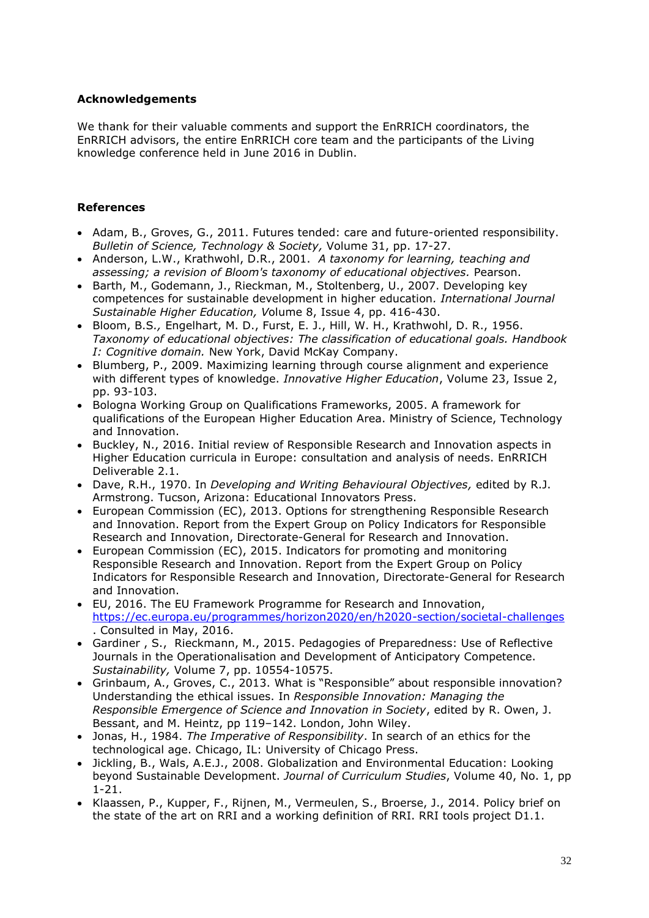## Acknowledgements

We thank for their valuable comments and support the EnRRICH coordinators, the EnRRICH advisors, the entire EnRRICH core team and the participants of the Living knowledge conference held in June 2016 in Dublin.

## References

- Adam, B., Groves, G., 2011. Futures tended: care and future-oriented responsibility. *Bulletin of Science, Technology & Society,* Volume 31, pp. 17-27.
- Anderson, L.W., Krathwohl, D.R., 2001. *A taxonomy for learning, teaching and assessing; a revision of Bloom's taxonomy of educational objectives.* Pearson.
- Barth, M., Godemann, J., Rieckman, M., Stoltenberg, U., 2007. Developing key competences for sustainable development in higher education*. International Journal Sustainable Higher Education, V*olume 8, Issue 4, pp. 416-430.
- Bloom, B.S*.,* Engelhart, M. D., Furst, E. J., Hill, W. H., Krathwohl, D. R., 1956. *Taxonomy of educational objectives: The classification of educational goals. Handbook I: Cognitive domain.* New York, David McKay Company.
- Blumberg, P., 2009. Maximizing learning through course alignment and experience with different types of knowledge. *Innovative Higher Education*, Volume 23, Issue 2, pp. 93-103.
- Bologna Working Group on Qualifications Frameworks, 2005. A framework for qualifications of the European Higher Education Area. Ministry of Science, Technology and Innovation.
- Buckley, N., 2016. Initial review of Responsible Research and Innovation aspects in Higher Education curricula in Europe: consultation and analysis of needs. EnRRICH Deliverable 2.1.
- Dave, R.H., 1970. In *Developing and Writing Behavioural Objectives,* edited by R.J. Armstrong. Tucson, Arizona: Educational Innovators Press.
- European Commission (EC), 2013. Options for strengthening Responsible Research and Innovation. Report from the Expert Group on Policy Indicators for Responsible Research and Innovation, Directorate-General for Research and Innovation.
- European Commission (EC), 2015. Indicators for promoting and monitoring Responsible Research and Innovation. Report from the Expert Group on Policy Indicators for Responsible Research and Innovation, Directorate-General for Research and Innovation.
- EU, 2016. The EU Framework Programme for Research and Innovation, https://ec.europa.eu/programmes/horizon2020/en/h2020-section/societal-challenges . Consulted in May, 2016.
- Gardiner , S., Rieckmann, M., 2015. Pedagogies of Preparedness: Use of Reflective Journals in the Operationalisation and Development of Anticipatory Competence. *Sustainability,* Volume 7, pp. 10554-10575.
- Grinbaum, A., Groves, C., 2013. What is "Responsible" about responsible innovation? Understanding the ethical issues. In *Responsible Innovation: Managing the Responsible Emergence of Science and Innovation in Society*, edited by R. Owen, J. Bessant, and M. Heintz, pp 119–142. London, John Wiley.
- Jonas, H., 1984. *The Imperative of Responsibility*. In search of an ethics for the technological age. Chicago, IL: University of Chicago Press.
- Jickling, B., Wals, A.E.J., 2008. Globalization and Environmental Education: Looking beyond Sustainable Development. *Journal of Curriculum Studies*, Volume 40, No. 1, pp 1-21.
- Klaassen, P., Kupper, F., Rijnen, M., Vermeulen, S., Broerse, J., 2014. Policy brief on the state of the art on RRI and a working definition of RRI. RRI tools project D1.1.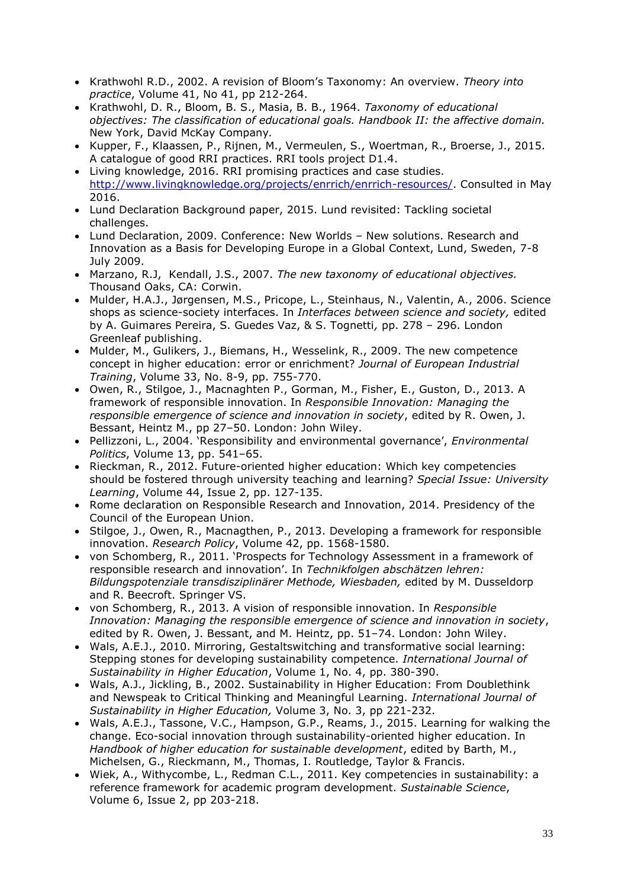- Krathwohl R.D., 2002. A revision of Bloom's Taxonomy: An overview. *Theory into practice*, Volume 41, No 41, pp 212-264.
- Krathwohl, D. R., Bloom, B. S., Masia, B. B., 1964. *Taxonomy of educational objectives: The classification of educational goals. Handbook II: the affective domain.* New York, David McKay Company*.*
- Kupper, F., Klaassen, P., Rijnen, M., Vermeulen, S., Woertman, R., Broerse, J., 2015. A catalogue of good RRI practices. RRI tools project D1.4.
- Living knowledge, 2016. RRI promising practices and case studies. http://www.livingknowledge.org/projects/enrrich/enrrich-resources/. Consulted in May 2016.
- Lund Declaration Background paper, 2015. Lund revisited: Tackling societal challenges.
- Lund Declaration, 2009. Conference: New Worlds – New solutions. Research and Innovation as a Basis for Developing Europe in a Global Context, Lund, Sweden, 7-8 July 2009.
- Marzano, R.J, Kendall, J.S., 2007. *The new taxonomy of educational objectives.* Thousand Oaks, CA: Corwin.
- Mulder, H.A.J., Jørgensen, M.S., Pricope, L., Steinhaus, N., Valentin, A., 2006. Science shops as science-society interfaces. In *Interfaces between science and society,* edited by A. Guimares Pereira, S. Guedes Vaz, & S. Tognetti*,* pp. 278 – 296. London Greenleaf publishing.
- Mulder, M., Gulikers, J., Biemans, H., Wesselink, R., 2009. The new competence concept in higher education: error or enrichment? *Journal of European Industrial Training*, Volume 33, No. 8-9, pp. 755-770.
- Owen, R., Stilgoe, J., Macnaghten P., Gorman, M., Fisher, E., Guston, D., 2013. A framework of responsible innovation. In *Responsible Innovation: Managing the responsible emergence of science and innovation in society*, edited by R. Owen, J. Bessant, Heintz M., pp 27–50. London: John Wiley.
- Pellizzoni, L., 2004. 'Responsibility and environmental governance', *Environmental Politics*, Volume 13, pp. 541–65.
- Rieckman, R., 2012. Future-oriented higher education: Which key competencies should be fostered through university teaching and learning? *Special Issue: University Learning*, Volume 44, Issue 2, pp. 127-135.
- Rome declaration on Responsible Research and Innovation, 2014. Presidency of the Council of the European Union.
- Stilgoe, J., Owen, R., Macnagthen, P., 2013. Developing a framework for responsible innovation. *Research Policy*, Volume 42, pp. 1568-1580.
- von Schomberg, R., 2011. 'Prospects for Technology Assessment in a framework of responsible research and innovation'. In *Technikfolgen abschätzen lehren: Bildungspotenziale transdisziplinärer Methode, Wiesbaden,* edited by M. Dusseldorp and R. Beecroft. Springer VS.
- von Schomberg, R., 2013. A vision of responsible innovation. In *Responsible Innovation: Managing the responsible emergence of science and innovation in society*, edited by R. Owen, J. Bessant, and M. Heintz, pp. 51–74. London: John Wiley.
- Wals, A.E.J., 2010. Mirroring, Gestaltswitching and transformative social learning: Stepping stones for developing sustainability competence. *International Journal of Sustainability in Higher Education*, Volume 1, No. 4, pp. 380-390.
- Wals, A.J., Jickling, B., 2002. Sustainability in Higher Education: From Doublethink and Newspeak to Critical Thinking and Meaningful Learning. *International Journal of Sustainability in Higher Education,* Volume 3, No. 3, pp 221-232.
- Wals, A.E.J., Tassone, V.C., Hampson, G.P., Reams, J., 2015. Learning for walking the change. Eco-social innovation through sustainability-oriented higher education. In *Handbook of higher education for sustainable development*, edited by Barth, M., Michelsen, G., Rieckmann, M., Thomas, I. Routledge, Taylor & Francis.
- Wiek, A., Withycombe, L., Redman C.L., 2011. Key competencies in sustainability: a reference framework for academic program development. *Sustainable Science*, Volume 6, Issue 2, pp 203-218.